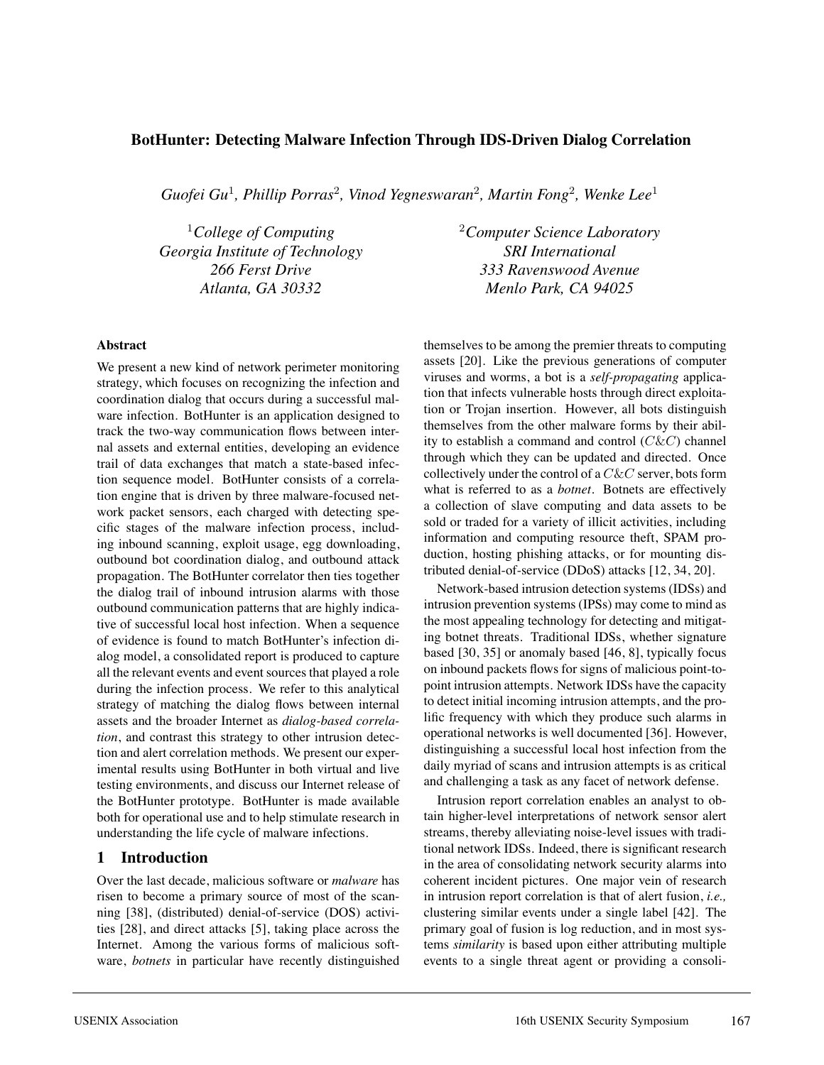# BotHunter: Detecting Malware Infection Through IDS-Driven Dialog Correlation

*Guofei Gu*[1], *Phillip Porras*[2], *Vinod Yegneswaran*[2], *Martin Fong*[2], *Wenke Lee*[1]

[1] *College of Computing*
*Georgia Institute of Technology*
*266 Ferst Drive*
*Atlanta, GA 30332*

[2] *Computer Science Laboratory*
*SRI International*
*333 Ravenswood Avenue*
*Menlo Park, CA 94025*

### Abstract

We present a new kind of network perimeter monitoring strategy, which focuses on recognizing the infection and coordination dialog that occurs during a successful malware infection. BotHunter is an application designed to track the two-way communication flows between internal assets and external entities, developing an evidence trail of data exchanges that match a state-based infection sequence model. BotHunter consists of a correlation engine that is driven by three malware-focused network packet sensors, each charged with detecting specific stages of the malware infection process, including inbound scanning, exploit usage, egg downloading, outbound bot coordination dialog, and outbound attack propagation. The BotHunter correlator then ties together the dialog trail of inbound intrusion alarms with those outbound communication patterns that are highly indicative of successful local host infection. When a sequence of evidence is found to match BotHunter's infection dialog model, a consolidated report is produced to capture all the relevant events and event sources that played a role during the infection process. We refer to this analytical strategy of matching the dialog flows between internal assets and the broader Internet as *dialog-based correlation*, and contrast this strategy to other intrusion detection and alert correlation methods. We present our experimental results using BotHunter in both virtual and live testing environments, and discuss our Internet release of the BotHunter prototype. BotHunter is made available both for operational use and to help stimulate research in understanding the life cycle of malware infections.

## 1 Introduction

Over the last decade, malicious software or *malware* has risen to become a primary source of most of the scanning [38], (distributed) denial-of-service (DOS) activities [28], and direct attacks [5], taking place across the Internet. Among the various forms of malicious software, *botnets* in particular have recently distinguished themselves to be among the premier threats to computing assets [20]. Like the previous generations of computer viruses and worms, a bot is a *self-propagating* application that infects vulnerable hosts through direct exploitation or Trojan insertion. However, all bots distinguish themselves from the other malware forms by their ability to establish a command and control ($C\&C$) channel through which they can be updated and directed. Once collectively under the control of a $C\&C$ server, bots form what is referred to as a *botnet*. Botnets are effectively a collection of slave computing and data assets to be sold or traded for a variety of illicit activities, including information and computing resource theft, SPAM production, hosting phishing attacks, or for mounting distributed denial-of-service (DDoS) attacks [12, 34, 20].

Network-based intrusion detection systems (IDSs) and intrusion prevention systems (IPSs) may come to mind as the most appealing technology for detecting and mitigating botnet threats. Traditional IDSs, whether signature based [30, 35] or anomaly based [46, 8], typically focus on inbound packets flows for signs of malicious point-to-point intrusion attempts. Network IDSs have the capacity to detect initial incoming intrusion attempts, and the prolific frequency with which they produce such alarms in operational networks is well documented [36]. However, distinguishing a successful local host infection from the daily myriad of scans and intrusion attempts is as critical and challenging a task as any facet of network defense.

Intrusion report correlation enables an analyst to obtain higher-level interpretations of network sensor alert streams, thereby alleviating noise-level issues with traditional network IDSs. Indeed, there is significant research in the area of consolidating network security alarms into coherent incident pictures. One major vein of research in intrusion report correlation is that of alert fusion, *i.e.,* clustering similar events under a single label [42]. The primary goal of fusion is log reduction, and in most systems *similarity* is based upon either attributing multiple events to a single threat agent or providing a consoli-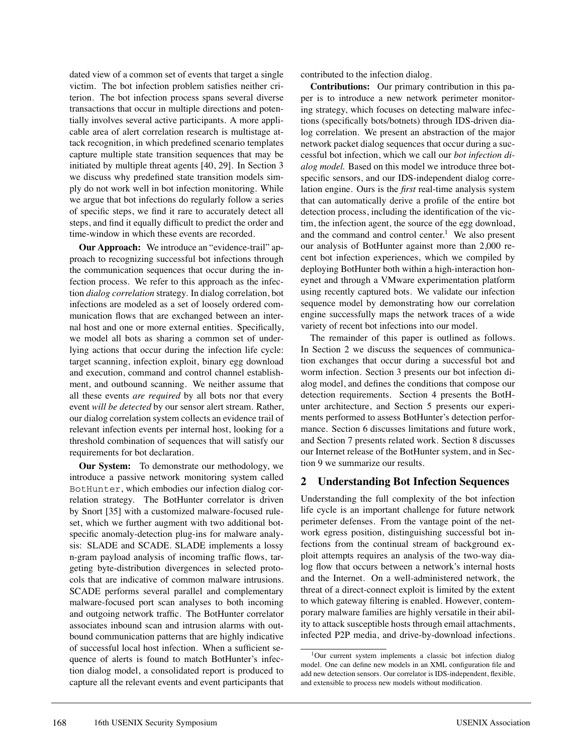dated view of a common set of events that target a single victim. The bot infection problem satisfies neither criterion. The bot infection process spans several diverse transactions that occur in multiple directions and potentially involves several active participants. A more applicable area of alert correlation research is multistage attack recognition, in which predefined scenario templates capture multiple state transition sequences that may be initiated by multiple threat agents [40, 29]. In Section 3 we discuss why predefined state transition models simply do not work well in bot infection monitoring. While we argue that bot infections do regularly follow a series of specific steps, we find it rare to accurately detect all steps, and find it equally difficult to predict the order and time-window in which these events are recorded.

**Our Approach:** We introduce an "evidence-trail" approach to recognizing successful bot infections through the communication sequences that occur during the infection process. We refer to this approach as the infection *dialog correlation* strategy. In dialog correlation, bot infections are modeled as a set of loosely ordered communication flows that are exchanged between an internal host and one or more external entities. Specifically, we model all bots as sharing a common set of underlying actions that occur during the infection life cycle: target scanning, infection exploit, binary egg download and execution, command and control channel establishment, and outbound scanning. We neither assume that all these events *are required* by all bots nor that every event *will be detected* by our sensor alert stream. Rather, our dialog correlation system collects an evidence trail of relevant infection events per internal host, looking for a threshold combination of sequences that will satisfy our requirements for bot declaration.

**Our System:** To demonstrate our methodology, we introduce a passive network monitoring system called `BotHunter`, which embodies our infection dialog correlation strategy. The BotHunter correlator is driven by Snort [35] with a customized malware-focused ruleset, which we further augment with two additional bot-specific anomaly-detection plug-ins for malware analysis: SLADE and SCADE. SLADE implements a lossy n-gram payload analysis of incoming traffic flows, targeting byte-distribution divergences in selected protocols that are indicative of common malware intrusions. SCADE performs several parallel and complementary malware-focused port scan analyses to both incoming and outgoing network traffic. The BotHunter correlator associates inbound scan and intrusion alarms with outbound communication patterns that are highly indicative of successful local host infection. When a sufficient sequence of alerts is found to match BotHunter's infection dialog model, a consolidated report is produced to capture all the relevant events and event participants that contributed to the infection dialog.

**Contributions:** Our primary contribution in this paper is to introduce a new network perimeter monitoring strategy, which focuses on detecting malware infections (specifically bots/botnets) through IDS-driven dialog correlation. We present an abstraction of the major network packet dialog sequences that occur during a successful bot infection, which we call our *bot infection dialog model.* Based on this model we introduce three bot-specific sensors, and our IDS-independent dialog correlation engine. Ours is the ***first*** real-time analysis system that can automatically derive a profile of the entire bot detection process, including the identification of the victim, the infection agent, the source of the egg download, and the command and control center.[1] We also present our analysis of BotHunter against more than 2,000 recent bot infection experiences, which we compiled by deploying BotHunter both within a high-interaction honeynet and through a VMware experimentation platform using recently captured bots. We validate our infection sequence model by demonstrating how our correlation engine successfully maps the network traces of a wide variety of recent bot infections into our model.

The remainder of this paper is outlined as follows. In Section 2 we discuss the sequences of communication exchanges that occur during a successful bot and worm infection. Section 3 presents our bot infection dialog model, and defines the conditions that compose our detection requirements. Section 4 presents the BotHunter architecture, and Section 5 presents our experiments performed to assess BotHunter's detection performance. Section 6 discusses limitations and future work, and Section 7 presents related work. Section 8 discusses our Internet release of the BotHunter system, and in Section 9 we summarize our results.

## 2 Understanding Bot Infection Sequences

Understanding the full complexity of the bot infection life cycle is an important challenge for future network perimeter defenses. From the vantage point of the network egress position, distinguishing successful bot infections from the continual stream of background exploit attempts requires an analysis of the two-way dialog flow that occurs between a network's internal hosts and the Internet. On a well-administered network, the threat of a direct-connect exploit is limited by the extent to which gateway filtering is enabled. However, contemporary malware families are highly versatile in their ability to attack susceptible hosts through email attachments, infected P2P media, and drive-by-download infections.

[1] Our current system implements a classic bot infection dialog model. One can define new models in an XML configuration file and add new detection sensors. Our correlator is IDS-independent, flexible, and extensible to process new models without modification.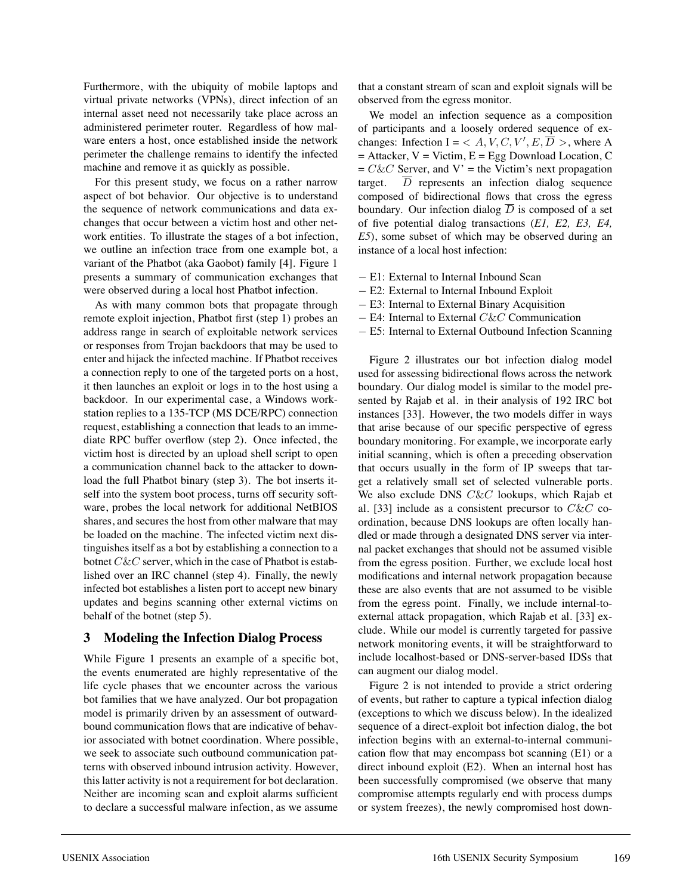Furthermore, with the ubiquity of mobile laptops and virtual private networks (VPNs), direct infection of an internal asset need not necessarily take place across an administered perimeter router. Regardless of how malware enters a host, once established inside the network perimeter the challenge remains to identify the infected machine and remove it as quickly as possible.

For this present study, we focus on a rather narrow aspect of bot behavior. Our objective is to understand the sequence of network communications and data exchanges that occur between a victim host and other network entities. To illustrate the stages of a bot infection, we outline an infection trace from one example bot, a variant of the Phatbot (aka Gaobot) family [4]. Figure 1 presents a summary of communication exchanges that were observed during a local host Phatbot infection.

As with many common bots that propagate through remote exploit injection, Phatbot first (step 1) probes an address range in search of exploitable network services or responses from Trojan backdoors that may be used to enter and hijack the infected machine. If Phatbot receives a connection reply to one of the targeted ports on a host, it then launches an exploit or logs in to the host using a backdoor. In our experimental case, a Windows workstation replies to a 135-TCP (MS DCE/RPC) connection request, establishing a connection that leads to an immediate RPC buffer overflow (step 2). Once infected, the victim host is directed by an upload shell script to open a communication channel back to the attacker to download the full Phatbot binary (step 3). The bot inserts itself into the system boot process, turns off security software, probes the local network for additional NetBIOS shares, and secures the host from other malware that may be loaded on the machine. The infected victim next distinguishes itself as a bot by establishing a connection to a botnet $C\&C$ server, which in the case of Phatbot is established over an IRC channel (step 4). Finally, the newly infected bot establishes a listen port to accept new binary updates and begins scanning other external victims on behalf of the botnet (step 5).

## 3 Modeling the Infection Dialog Process

While Figure 1 presents an example of a specific bot, the events enumerated are highly representative of the life cycle phases that we encounter across the various bot families that we have analyzed. Our bot propagation model is primarily driven by an assessment of outward-bound communication flows that are indicative of behavior associated with botnet coordination. Where possible, we seek to associate such outbound communication patterns with observed inbound intrusion activity. However, this latter activity is not a requirement for bot declaration. Neither are incoming scan and exploit alarms sufficient to declare a successful malware infection, as we assume that a constant stream of scan and exploit signals will be observed from the egress monitor.

We model an infection sequence as a composition of participants and a loosely ordered sequence of exchanges: Infection I = $< A, V, C, V', E, \overline{D} >$, where A = Attacker, V = Victim, E = Egg Download Location, C = $C\&C$ Server, and V' = the Victim's next propagation target. $\overline{D}$ represents an infection dialog sequence composed of bidirectional flows that cross the egress boundary. Our infection dialog $\overline{D}$ is composed of a set of five potential dialog transactions (*E1, E2, E3, E4, E5*), some subset of which may be observed during an instance of a local host infection:

– E1: External to Internal Inbound Scan
– E2: External to Internal Inbound Exploit
– E3: Internal to External Binary Acquisition
– E4: Internal to External $C\&C$ Communication
– E5: Internal to External Outbound Infection Scanning

Figure 2 illustrates our bot infection dialog model used for assessing bidirectional flows across the network boundary. Our dialog model is similar to the model presented by Rajab et al. in their analysis of 192 IRC bot instances [33]. However, the two models differ in ways that arise because of our specific perspective of egress boundary monitoring. For example, we incorporate early initial scanning, which is often a preceding observation that occurs usually in the form of IP sweeps that target a relatively small set of selected vulnerable ports. We also exclude DNS $C\&C$ lookups, which Rajab et al. [33] include as a consistent precursor to $C\&C$ coordination, because DNS lookups are often locally handled or made through a designated DNS server via internal packet exchanges that should not be assumed visible from the egress position. Further, we exclude local host modifications and internal network propagation because these are also events that are not assumed to be visible from the egress point. Finally, we include internal-to-external attack propagation, which Rajab et al. [33] exclude. While our model is currently targeted for passive network monitoring events, it will be straightforward to include localhost-based or DNS-server-based IDSs that can augment our dialog model.

Figure 2 is not intended to provide a strict ordering of events, but rather to capture a typical infection dialog (exceptions to which we discuss below). In the idealized sequence of a direct-exploit bot infection dialog, the bot infection begins with an external-to-internal communication flow that may encompass bot scanning (E1) or a direct inbound exploit (E2). When an internal host has been successfully compromised (we observe that many compromise attempts regularly end with process dumps or system freezes), the newly compromised host down-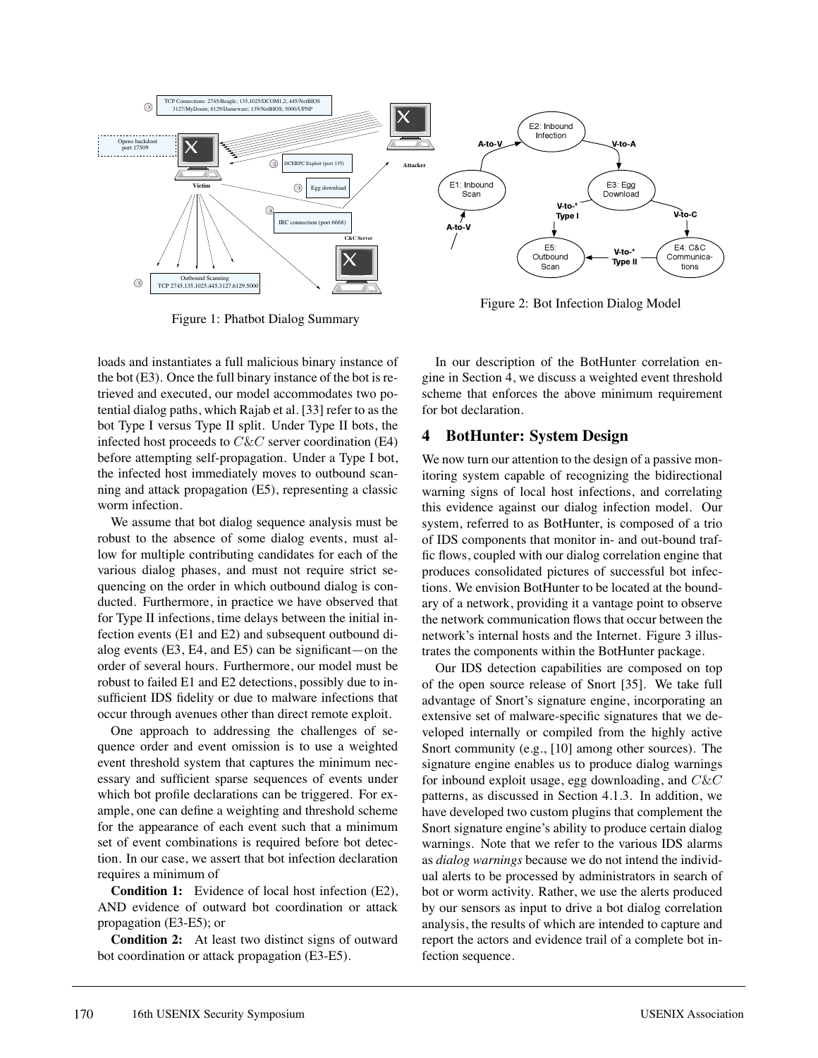Figure 1: Phatbot Dialog Summary

Figure 2: Bot Infection Dialog Model

loads and instantiates a full malicious binary instance of the bot (E3). Once the full binary instance of the bot is retrieved and executed, our model accommodates two potential dialog paths, which Rajab et al. [33] refer to as the bot Type I versus Type II split. Under Type II bots, the infected host proceeds to $C\&C$ server coordination (E4) before attempting self-propagation. Under a Type I bot, the infected host immediately moves to outbound scanning and attack propagation (E5), representing a classic worm infection.

We assume that bot dialog sequence analysis must be robust to the absence of some dialog events, must allow for multiple contributing candidates for each of the various dialog phases, and must not require strict sequencing on the order in which outbound dialog is conducted. Furthermore, in practice we have observed that for Type II infections, time delays between the initial infection events (E1 and E2) and subsequent outbound dialog events (E3, E4, and E5) can be significant—on the order of several hours. Furthermore, our model must be robust to failed E1 and E2 detections, possibly due to insufficient IDS fidelity or due to malware infections that occur through avenues other than direct remote exploit.

One approach to addressing the challenges of sequence order and event omission is to use a weighted event threshold system that captures the minimum necessary and sufficient sparse sequences of events under which bot profile declarations can be triggered. For example, one can define a weighting and threshold scheme for the appearance of each event such that a minimum set of event combinations is required before bot detection. In our case, we assert that bot infection declaration requires a minimum of

**Condition 1:** Evidence of local host infection (E2), AND evidence of outward bot coordination or attack propagation (E3-E5); or

**Condition 2:** At least two distinct signs of outward bot coordination or attack propagation (E3-E5).

In our description of the BotHunter correlation engine in Section 4, we discuss a weighted event threshold scheme that enforces the above minimum requirement for bot declaration.

## 4 BotHunter: System Design

We now turn our attention to the design of a passive monitoring system capable of recognizing the bidirectional warning signs of local host infections, and correlating this evidence against our dialog infection model. Our system, referred to as BotHunter, is composed of a trio of IDS components that monitor in- and out-bound traffic flows, coupled with our dialog correlation engine that produces consolidated pictures of successful bot infections. We envision BotHunter to be located at the boundary of a network, providing it a vantage point to observe the network communication flows that occur between the network's internal hosts and the Internet. Figure 3 illustrates the components within the BotHunter package.

Our IDS detection capabilities are composed on top of the open source release of Snort [35]. We take full advantage of Snort's signature engine, incorporating an extensive set of malware-specific signatures that we developed internally or compiled from the highly active Snort community (e.g., [10] among other sources). The signature engine enables us to produce dialog warnings for inbound exploit usage, egg downloading, and $C\&C$ patterns, as discussed in Section 4.1.3. In addition, we have developed two custom plugins that complement the Snort signature engine's ability to produce certain dialog warnings. Note that we refer to the various IDS alarms as *dialog warnings* because we do not intend the individual alerts to be processed by administrators in search of bot or worm activity. Rather, we use the alerts produced by our sensors as input to drive a bot dialog correlation analysis, the results of which are intended to capture and report the actors and evidence trail of a complete bot infection sequence.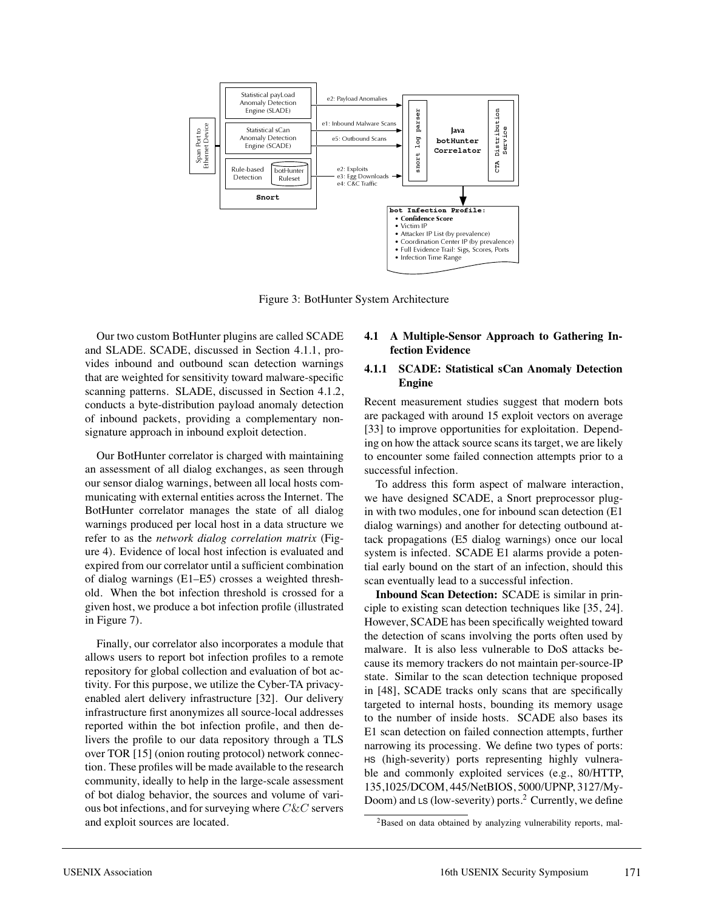Figure 3: BotHunter System Architecture

Our two custom BotHunter plugins are called SCADE and SLADE. SCADE, discussed in Section 4.1.1, provides inbound and outbound scan detection warnings that are weighted for sensitivity toward malware-specific scanning patterns. SLADE, discussed in Section 4.1.2, conducts a byte-distribution payload anomaly detection of inbound packets, providing a complementary non-signature approach in inbound exploit detection.

Our BotHunter correlator is charged with maintaining an assessment of all dialog exchanges, as seen through our sensor dialog warnings, between all local hosts communicating with external entities across the Internet. The BotHunter correlator manages the state of all dialog warnings produced per local host in a data structure we refer to as the *network dialog correlation matrix* (Figure 4). Evidence of local host infection is evaluated and expired from our correlator until a sufficient combination of dialog warnings (E1–E5) crosses a weighted threshold. When the bot infection threshold is crossed for a given host, we produce a bot infection profile (illustrated in Figure 7).

Finally, our correlator also incorporates a module that allows users to report bot infection profiles to a remote repository for global collection and evaluation of bot activity. For this purpose, we utilize the Cyber-TA privacy-enabled alert delivery infrastructure [32]. Our delivery infrastructure first anonymizes all source-local addresses reported within the bot infection profile, and then delivers the profile to our data repository through a TLS over TOR [15] (onion routing protocol) network connection. These profiles will be made available to the research community, ideally to help in the large-scale assessment of bot dialog behavior, the sources and volume of various bot infections, and for surveying where $C\&C$ servers and exploit sources are located.

## 4.1 A Multiple-Sensor Approach to Gathering Infection Evidence

### 4.1.1 SCADE: Statistical sCan Anomaly Detection Engine

Recent measurement studies suggest that modern bots are packaged with around 15 exploit vectors on average [33] to improve opportunities for exploitation. Depending on how the attack source scans its target, we are likely to encounter some failed connection attempts prior to a successful infection.

To address this form aspect of malware interaction, we have designed SCADE, a Snort preprocessor plug-in with two modules, one for inbound scan detection (E1 dialog warnings) and another for detecting outbound attack propagations (E5 dialog warnings) once our local system is infected. SCADE E1 alarms provide a potential early bound on the start of an infection, should this scan eventually lead to a successful infection.

**Inbound Scan Detection:** SCADE is similar in principle to existing scan detection techniques like [35, 24]. However, SCADE has been specifically weighted toward the detection of scans involving the ports often used by malware. It is also less vulnerable to DoS attacks because its memory trackers do not maintain per-source-IP state. Similar to the scan detection technique proposed in [48], SCADE tracks only scans that are specifically targeted to internal hosts, bounding its memory usage to the number of inside hosts. SCADE also bases its E1 scan detection on failed connection attempts, further narrowing its processing. We define two types of ports: HS (high-severity) ports representing highly vulnerable and commonly exploited services (e.g., 80/HTTP, 135,1025/DCOM, 445/NetBIOS, 5000/UPNP, 3127/MyDoom) and LS (low-severity) ports.[2] Currently, we define

[2]Based on data obtained by analyzing vulnerability reports, mal-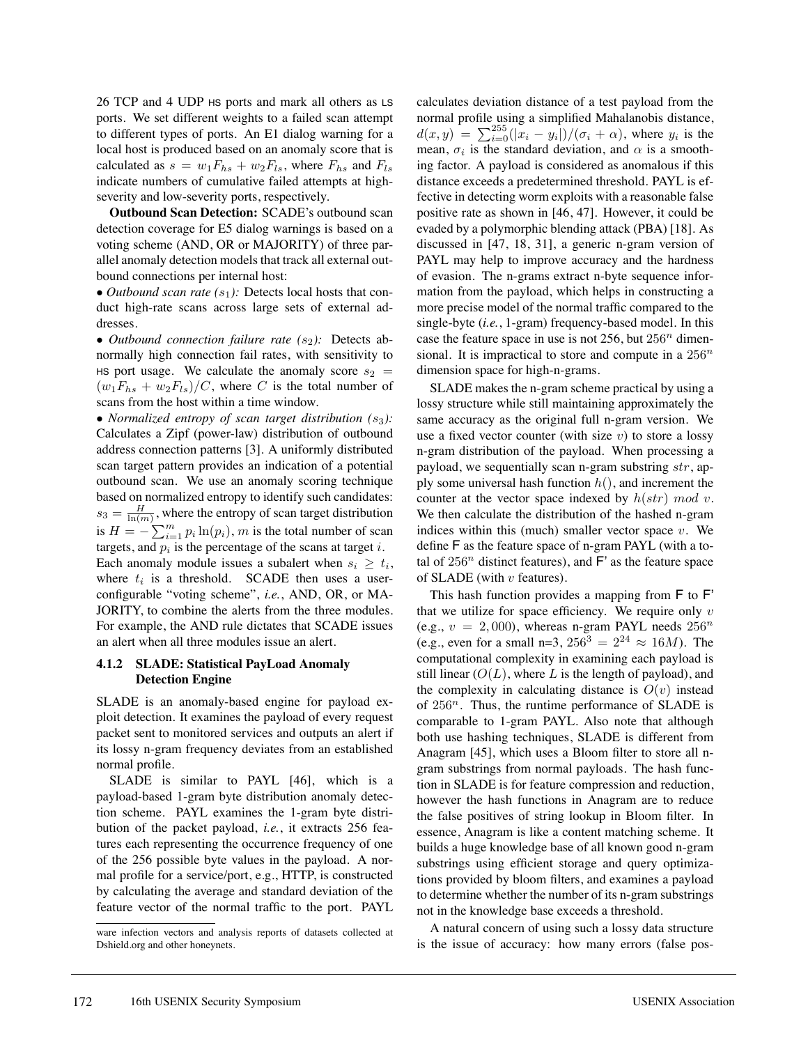26 TCP and 4 UDP HS ports and mark all others as LS ports. We set different weights to a failed scan attempt to different types of ports. An E1 dialog warning for a local host is produced based on an anomaly score that is calculated as $s = w_1 F_{hs} + w_2 F_{ls}$, where $F_{hs}$ and $F_{ls}$ indicate numbers of cumulative failed attempts at high-severity and low-severity ports, respectively.

**Outbound Scan Detection:** SCADE's outbound scan detection coverage for E5 dialog warnings is based on a voting scheme (AND, OR or MAJORITY) of three parallel anomaly detection models that track all external outbound connections per internal host:

- *Outbound scan rate ($s_1$):* Detects local hosts that conduct high-rate scans across large sets of external addresses.
- *Outbound connection failure rate ($s_2$):* Detects abnormally high connection fail rates, with sensitivity to HS port usage. We calculate the anomaly score $s_2 = (w_1 F_{hs} + w_2 F_{ls})/C$, where $C$ is the total number of scans from the host within a time window.
- *Normalized entropy of scan target distribution ($s_3$):* Calculates a Zipf (power-law) distribution of outbound address connection patterns [3]. A uniformly distributed scan target pattern provides an indication of a potential outbound scan. We use an anomaly scoring technique based on normalized entropy to identify such candidates: $s_3 = \frac{H}{\ln(m)}$, where the entropy of scan target distribution is $H = -\sum_{i=1}^{m} p_i \ln(p_i)$, $m$ is the total number of scan targets, and $p_i$ is the percentage of the scans at target $i$.

Each anomaly module issues a subalert when $s_i \geq t_i$, where $t_i$ is a threshold. SCADE then uses a user-configurable "voting scheme", *i.e.*, AND, OR, or MAJORITY, to combine the alerts from the three modules. For example, the AND rule dictates that SCADE issues an alert when all three modules issue an alert.

#### 4.1.2 SLADE: Statistical PayLoad Anomaly Detection Engine

SLADE is an anomaly-based engine for payload exploit detection. It examines the payload of every request packet sent to monitored services and outputs an alert if its lossy n-gram frequency deviates from an established normal profile.

SLADE is similar to PAYL [46], which is a payload-based 1-gram byte distribution anomaly detection scheme. PAYL examines the 1-gram byte distribution of the packet payload, *i.e.*, it extracts 256 features each representing the occurrence frequency of one of the 256 possible byte values in the payload. A normal profile for a service/port, e.g., HTTP, is constructed by calculating the average and standard deviation of the feature vector of the normal traffic to the port. PAYL calculates deviation distance of a test payload from the normal profile using a simplified Mahalanobis distance, $d(x, y) = \sum_{i=0}^{255}(|x_i - y_i|)/(\sigma_i + \alpha)$, where $y_i$ is the mean, $\sigma_i$ is the standard deviation, and $\alpha$ is a smoothing factor. A payload is considered as anomalous if this distance exceeds a predetermined threshold. PAYL is effective in detecting worm exploits with a reasonable false positive rate as shown in [46, 47]. However, it could be evaded by a polymorphic blending attack (PBA) [18]. As discussed in [47, 18, 31], a generic n-gram version of PAYL may help to improve accuracy and the hardness of evasion. The n-grams extract n-byte sequence information from the payload, which helps in constructing a more precise model of the normal traffic compared to the single-byte (*i.e.*, 1-gram) frequency-based model. In this case the feature space in use is not 256, but $256^n$ dimensional. It is impractical to store and compute in a $256^n$ dimension space for high-n-grams.

SLADE makes the n-gram scheme practical by using a lossy structure while still maintaining approximately the same accuracy as the original full n-gram version. We use a fixed vector counter (with size $v$) to store a lossy n-gram distribution of the payload. When processing a payload, we sequentially scan n-gram substring $str$, apply some universal hash function $h()$, and increment the counter at the vector space indexed by $h(str) \bmod v$. We then calculate the distribution of the hashed n-gram indices within this (much) smaller vector space $v$. We define F as the feature space of n-gram PAYL (with a total of $256^n$ distinct features), and F' as the feature space of SLADE (with $v$ features).

This hash function provides a mapping from F to F' that we utilize for space efficiency. We require only $v$ (e.g., $v = 2{,}000$), whereas n-gram PAYL needs $256^n$ (e.g., even for a small n=3, $256^3 = 2^{24} \approx 16M$). The computational complexity in examining each payload is still linear ($O(L)$, where $L$ is the length of payload), and the complexity in calculating distance is $O(v)$ instead of $256^n$. Thus, the runtime performance of SLADE is comparable to 1-gram PAYL. Also note that although both use hashing techniques, SLADE is different from Anagram [45], which uses a Bloom filter to store all n-gram substrings from normal payloads. The hash function in SLADE is for feature compression and reduction, however the hash functions in Anagram are to reduce the false positives of string lookup in Bloom filter. In essence, Anagram is like a content matching scheme. It builds a huge knowledge base of all known good n-gram substrings using efficient storage and query optimizations provided by bloom filters, and examines a payload to determine whether the number of its n-gram substrings not in the knowledge base exceeds a threshold.

A natural concern of using such a lossy data structure is the issue of accuracy: how many errors (false pos-

ware infection vectors and analysis reports of datasets collected at Dshield.org and other honeynets.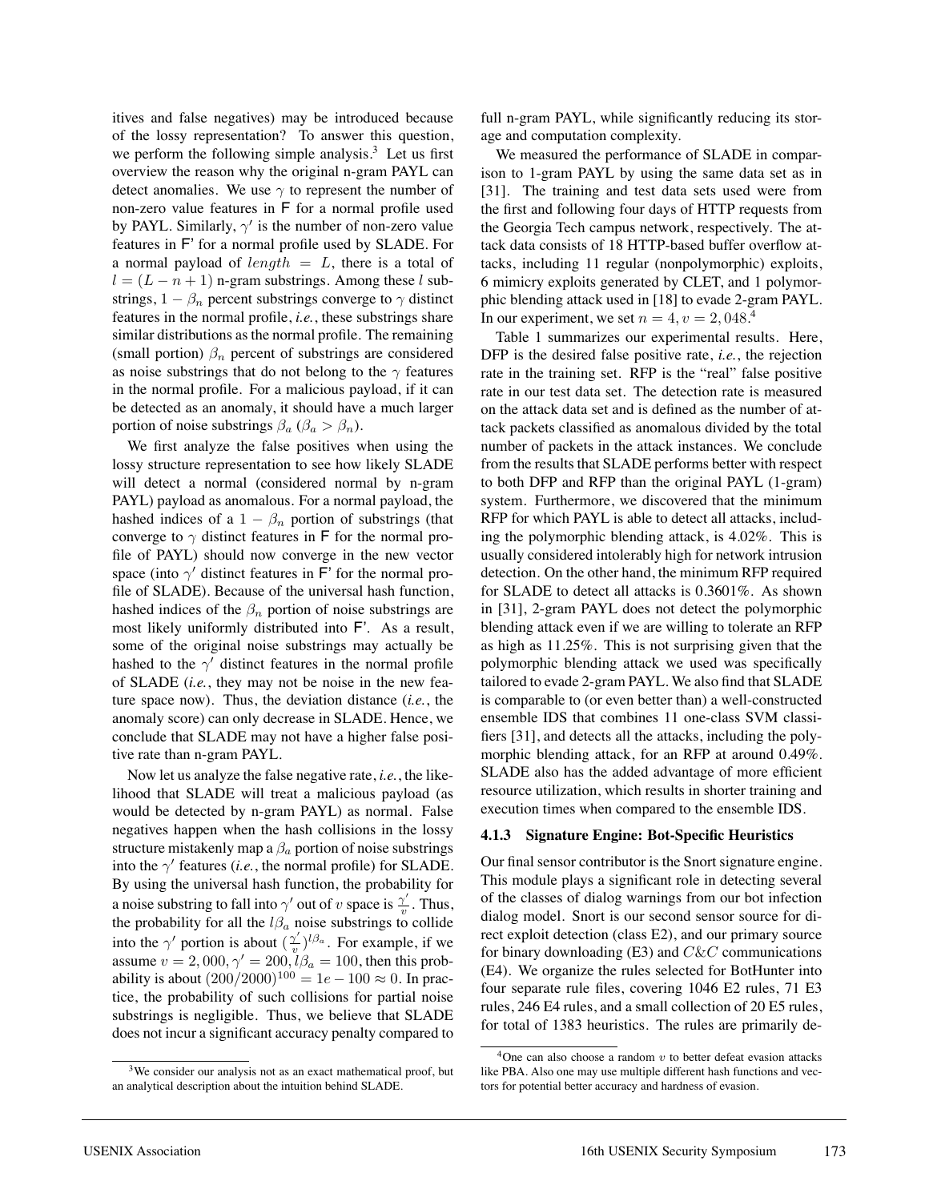itives and false negatives) may be introduced because of the lossy representation? To answer this question, we perform the following simple analysis.[3] Let us first overview the reason why the original n-gram PAYL can detect anomalies. We use $\gamma$ to represent the number of non-zero value features in F for a normal profile used by PAYL. Similarly, $\gamma'$ is the number of non-zero value features in F' for a normal profile used by SLADE. For a normal payload of $length = L$, there is a total of $l = (L - n + 1)$ n-gram substrings. Among these $l$ substrings, $1 - \beta_n$ percent substrings converge to $\gamma$ distinct features in the normal profile, *i.e.*, these substrings share similar distributions as the normal profile. The remaining (small portion) $\beta_n$ percent of substrings are considered as noise substrings that do not belong to the $\gamma$ features in the normal profile. For a malicious payload, if it can be detected as an anomaly, it should have a much larger portion of noise substrings $\beta_a$ ($\beta_a > \beta_n$).

We first analyze the false positives when using the lossy structure representation to see how likely SLADE will detect a normal (considered normal by n-gram PAYL) payload as anomalous. For a normal payload, the hashed indices of a $1 - \beta_n$ portion of substrings (that converge to $\gamma$ distinct features in F for the normal profile of PAYL) should now converge in the new vector space (into $\gamma'$ distinct features in F' for the normal profile of SLADE). Because of the universal hash function, hashed indices of the $\beta_n$ portion of noise substrings are most likely uniformly distributed into F'. As a result, some of the original noise substrings may actually be hashed to the $\gamma'$ distinct features in the normal profile of SLADE (*i.e.*, they may not be noise in the new feature space now). Thus, the deviation distance (*i.e.*, the anomaly score) can only decrease in SLADE. Hence, we conclude that SLADE may not have a higher false positive rate than n-gram PAYL.

Now let us analyze the false negative rate, *i.e.*, the likelihood that SLADE will treat a malicious payload (as would be detected by n-gram PAYL) as normal. False negatives happen when the hash collisions in the lossy structure mistakenly map a $\beta_a$ portion of noise substrings into the $\gamma'$ features (*i.e.*, the normal profile) for SLADE. By using the universal hash function, the probability for a noise substring to fall into $\gamma'$ out of $v$ space is $\frac{\gamma'}{v}$. Thus, the probability for all the $l\beta_a$ noise substrings to collide into the $\gamma'$ portion is about $(\frac{\gamma'}{v})^{l\beta_a}$. For example, if we assume $v = 2,000, \gamma' = 200, l\beta_a = 100$, then this probability is about $(200/2000)^{100} = 1e-100 \approx 0$. In practice, the probability of such collisions for partial noise substrings is negligible. Thus, we believe that SLADE does not incur a significant accuracy penalty compared to full n-gram PAYL, while significantly reducing its storage and computation complexity.

We measured the performance of SLADE in comparison to 1-gram PAYL by using the same data set as in [31]. The training and test data sets used were from the first and following four days of HTTP requests from the Georgia Tech campus network, respectively. The attack data consists of 18 HTTP-based buffer overflow attacks, including 11 regular (nonpolymorphic) exploits, 6 mimicry exploits generated by CLET, and 1 polymorphic blending attack used in [18] to evade 2-gram PAYL. In our experiment, we set $n = 4, v = 2,048$.[4]

Table 1 summarizes our experimental results. Here, DFP is the desired false positive rate, *i.e.*, the rejection rate in the training set. RFP is the "real" false positive rate in our test data set. The detection rate is measured on the attack data set and is defined as the number of attack packets classified as anomalous divided by the total number of packets in the attack instances. We conclude from the results that SLADE performs better with respect to both DFP and RFP than the original PAYL (1-gram) system. Furthermore, we discovered that the minimum RFP for which PAYL is able to detect all attacks, including the polymorphic blending attack, is 4.02%. This is usually considered intolerably high for network intrusion detection. On the other hand, the minimum RFP required for SLADE to detect all attacks is 0.3601%. As shown in [31], 2-gram PAYL does not detect the polymorphic blending attack even if we are willing to tolerate an RFP as high as 11.25%. This is not surprising given that the polymorphic blending attack we used was specifically tailored to evade 2-gram PAYL. We also find that SLADE is comparable to (or even better than) a well-constructed ensemble IDS that combines 11 one-class SVM classifiers [31], and detects all the attacks, including the polymorphic blending attack, for an RFP at around 0.49%. SLADE also has the added advantage of more efficient resource utilization, which results in shorter training and execution times when compared to the ensemble IDS.

#### 4.1.3 Signature Engine: Bot-Specific Heuristics

Our final sensor contributor is the Snort signature engine. This module plays a significant role in detecting several of the classes of dialog warnings from our bot infection dialog model. Snort is our second sensor source for direct exploit detection (class E2), and our primary source for binary downloading (E3) and $C\&C$ communications (E4). We organize the rules selected for BotHunter into four separate rule files, covering 1046 E2 rules, 71 E3 rules, 246 E4 rules, and a small collection of 20 E5 rules, for total of 1383 heuristics. The rules are primarily de-

[3] We consider our analysis not as an exact mathematical proof, but an analytical description about the intuition behind SLADE.

[4] One can also choose a random $v$ to better defeat evasion attacks like PBA. Also one may use multiple different hash functions and vectors for potential better accuracy and hardness of evasion.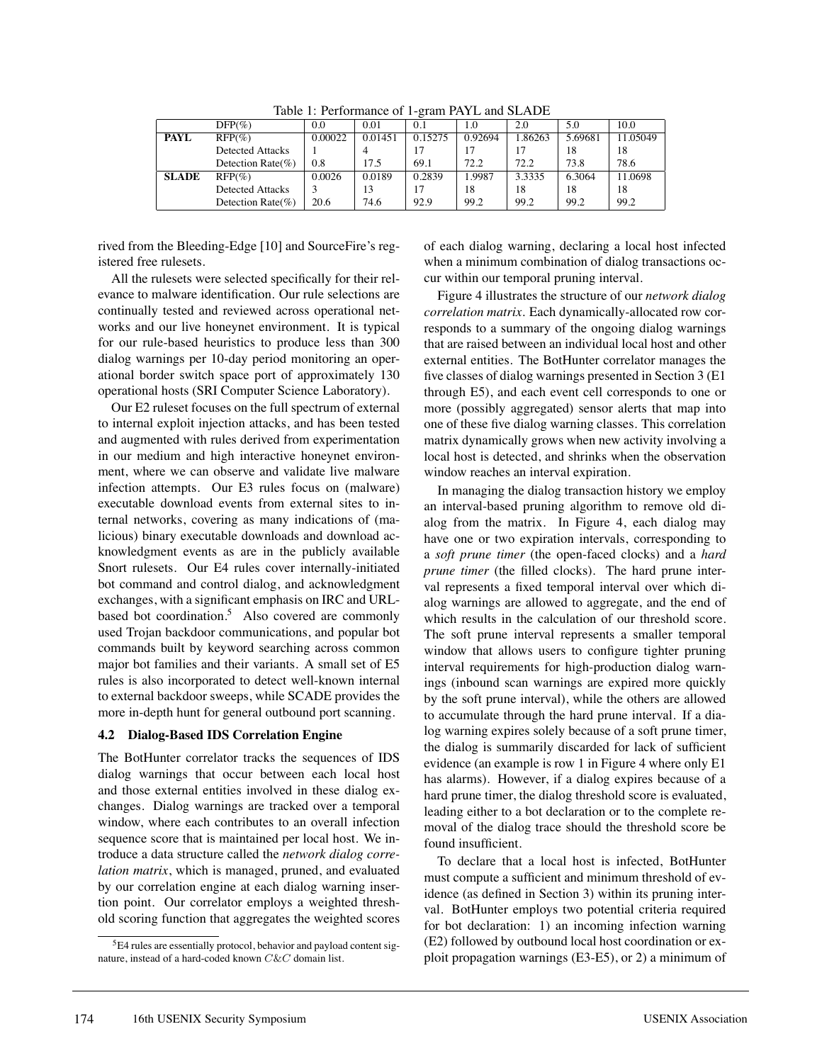Table 1: Performance of 1-gram PAYL and SLADE

| | DFP(%) | 0.0 | 0.01 | 0.1 | 1.0 | 2.0 | 5.0 | 10.0 |
|---|---|---|---|---|---|---|---|---|
| **PAYL** | RFP(%) | 0.00022 | 0.01451 | 0.15275 | 0.92694 | 1.86263 | 5.69681 | 11.05049 |
| | Detected Attacks | 1 | 4 | 17 | 17 | 17 | 18 | 18 |
| | Detection Rate(%) | 0.8 | 17.5 | 69.1 | 72.2 | 72.2 | 73.8 | 78.6 |
| **SLADE** | RFP(%) | 0.0026 | 0.0189 | 0.2839 | 1.9987 | 3.3335 | 6.3064 | 11.0698 |
| | Detected Attacks | 3 | 13 | 17 | 18 | 18 | 18 | 18 |
| | Detection Rate(%) | 20.6 | 74.6 | 92.9 | 99.2 | 99.2 | 99.2 | 99.2 |

rived from the Bleeding-Edge [10] and SourceFire's registered free rulesets.

All the rulesets were selected specifically for their relevance to malware identification. Our rule selections are continually tested and reviewed across operational networks and our live honeynet environment. It is typical for our rule-based heuristics to produce less than 300 dialog warnings per 10-day period monitoring an operational border switch space port of approximately 130 operational hosts (SRI Computer Science Laboratory).

Our E2 ruleset focuses on the full spectrum of external to internal exploit injection attacks, and has been tested and augmented with rules derived from experimentation in our medium and high interactive honeynet environment, where we can observe and validate live malware infection attempts. Our E3 rules focus on (malware) executable download events from external sites to internal networks, covering as many indications of (malicious) binary executable downloads and download acknowledgment events as are in the publicly available Snort rulesets. Our E4 rules cover internally-initiated bot command and control dialog, and acknowledgment exchanges, with a significant emphasis on IRC and URL-based bot coordination.[5] Also covered are commonly used Trojan backdoor communications, and popular bot commands built by keyword searching across common major bot families and their variants. A small set of E5 rules is also incorporated to detect well-known internal to external backdoor sweeps, while SCADE provides the more in-depth hunt for general outbound port scanning.

### 4.2 Dialog-Based IDS Correlation Engine

The BotHunter correlator tracks the sequences of IDS dialog warnings that occur between each local host and those external entities involved in these dialog exchanges. Dialog warnings are tracked over a temporal window, where each contributes to an overall infection sequence score that is maintained per local host. We introduce a data structure called the *network dialog correlation matrix*, which is managed, pruned, and evaluated by our correlation engine at each dialog warning insertion point. Our correlator employs a weighted threshold scoring function that aggregates the weighted scores of each dialog warning, declaring a local host infected when a minimum combination of dialog transactions occur within our temporal pruning interval.

Figure 4 illustrates the structure of our *network dialog correlation matrix*. Each dynamically-allocated row corresponds to a summary of the ongoing dialog warnings that are raised between an individual local host and other external entities. The BotHunter correlator manages the five classes of dialog warnings presented in Section 3 (E1 through E5), and each event cell corresponds to one or more (possibly aggregated) sensor alerts that map into one of these five dialog warning classes. This correlation matrix dynamically grows when new activity involving a local host is detected, and shrinks when the observation window reaches an interval expiration.

In managing the dialog transaction history we employ an interval-based pruning algorithm to remove old dialog from the matrix. In Figure 4, each dialog may have one or two expiration intervals, corresponding to a *soft prune timer* (the open-faced clocks) and a *hard prune timer* (the filled clocks). The hard prune interval represents a fixed temporal interval over which dialog warnings are allowed to aggregate, and the end of which results in the calculation of our threshold score. The soft prune interval represents a smaller temporal window that allows users to configure tighter pruning interval requirements for high-production dialog warnings (inbound scan warnings are expired more quickly by the soft prune interval), while the others are allowed to accumulate through the hard prune interval. If a dialog warning expires solely because of a soft prune timer, the dialog is summarily discarded for lack of sufficient evidence (an example is row 1 in Figure 4 where only E1 has alarms). However, if a dialog expires because of a hard prune timer, the dialog threshold score is evaluated, leading either to a bot declaration or to the complete removal of the dialog trace should the threshold score be found insufficient.

To declare that a local host is infected, BotHunter must compute a sufficient and minimum threshold of evidence (as defined in Section 3) within its pruning interval. BotHunter employs two potential criteria required for bot declaration: 1) an incoming infection warning (E2) followed by outbound local host coordination or exploit propagation warnings (E3-E5), or 2) a minimum of

[5] E4 rules are essentially protocol, behavior and payload content signature, instead of a hard-coded known $C\&C$ domain list.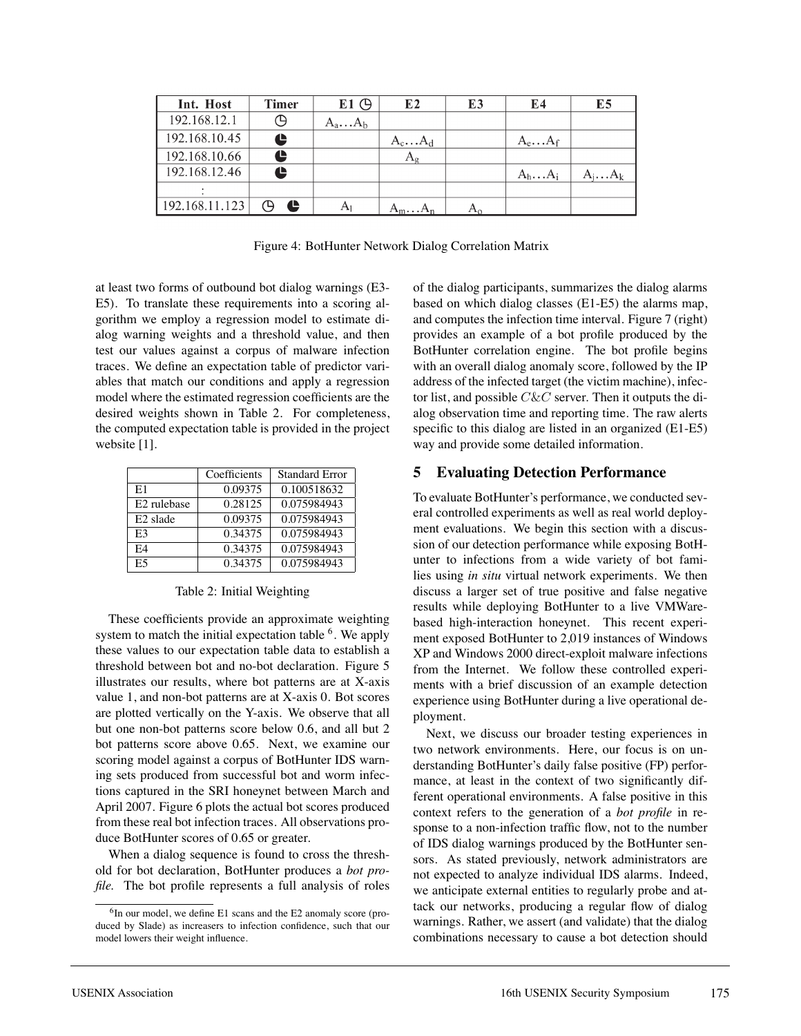| Int. Host | Timer | E1 ◷ | E2 | E3 | E4 | E5 |
|---|---|---|---|---|---|---|
| 192.168.12.1 | ◷ | $A_a \ldots A_b$ | | | | |
| 192.168.10.45 | ◕ | | $A_c \ldots A_d$ | | $A_e \ldots A_f$ | |
| 192.168.10.66 | ◕ | | $A_g$ | | | |
| 192.168.12.46 | ◕ | | | | $A_h \ldots A_i$ | $A_j \ldots A_k$ |
| : | | | | | | |
| 192.168.11.123 | ◷ ◕ | $A_l$ | $A_m \ldots A_n$ | $A_o$ | | |

Figure 4: BotHunter Network Dialog Correlation Matrix

at least two forms of outbound bot dialog warnings (E3-E5). To translate these requirements into a scoring algorithm we employ a regression model to estimate dialog warning weights and a threshold value, and then test our values against a corpus of malware infection traces. We define an expectation table of predictor variables that match our conditions and apply a regression model where the estimated regression coefficients are the desired weights shown in Table 2. For completeness, the computed expectation table is provided in the project website [1].

| | Coefficients | Standard Error |
|---|---|---|
| E1 | 0.09375 | 0.100518632 |
| E2 rulebase | 0.28125 | 0.075984943 |
| E2 slade | 0.09375 | 0.075984943 |
| E3 | 0.34375 | 0.075984943 |
| E4 | 0.34375 | 0.075984943 |
| E5 | 0.34375 | 0.075984943 |

Table 2: Initial Weighting

These coefficients provide an approximate weighting system to match the initial expectation table [6]. We apply these values to our expectation table data to establish a threshold between bot and no-bot declaration. Figure 5 illustrates our results, where bot patterns are at X-axis value 1, and non-bot patterns are at X-axis 0. Bot scores are plotted vertically on the Y-axis. We observe that all but one non-bot patterns score below 0.6, and all but 2 bot patterns score above 0.65. Next, we examine our scoring model against a corpus of BotHunter IDS warning sets produced from successful bot and worm infections captured in the SRI honeynet between March and April 2007. Figure 6 plots the actual bot scores produced from these real bot infection traces. All observations produce BotHunter scores of 0.65 or greater.

When a dialog sequence is found to cross the threshold for bot declaration, BotHunter produces a *bot profile*. The bot profile represents a full analysis of roles of the dialog participants, summarizes the dialog alarms based on which dialog classes (E1-E5) the alarms map, and computes the infection time interval. Figure 7 (right) provides an example of a bot profile produced by the BotHunter correlation engine. The bot profile begins with an overall dialog anomaly score, followed by the IP address of the infected target (the victim machine), infector list, and possible $C\&C$ server. Then it outputs the dialog observation time and reporting time. The raw alerts specific to this dialog are listed in an organized (E1-E5) way and provide some detailed information.

[6] In our model, we define E1 scans and the E2 anomaly score (produced by Slade) as increasers to infection confidence, such that our model lowers their weight influence.

## 5 Evaluating Detection Performance

To evaluate BotHunter's performance, we conducted several controlled experiments as well as real world deployment evaluations. We begin this section with a discussion of our detection performance while exposing BotHunter to infections from a wide variety of bot families using *in situ* virtual network experiments. We then discuss a larger set of true positive and false negative results while deploying BotHunter to a live VMWare-based high-interaction honeynet. This recent experiment exposed BotHunter to 2,019 instances of Windows XP and Windows 2000 direct-exploit malware infections from the Internet. We follow these controlled experiments with a brief discussion of an example detection experience using BotHunter during a live operational deployment.

Next, we discuss our broader testing experiences in two network environments. Here, our focus is on understanding BotHunter's daily false positive (FP) performance, at least in the context of two significantly different operational environments. A false positive in this context refers to the generation of a *bot profile* in response to a non-infection traffic flow, not to the number of IDS dialog warnings produced by the BotHunter sensors. As stated previously, network administrators are not expected to analyze individual IDS alarms. Indeed, we anticipate external entities to regularly probe and attack our networks, producing a regular flow of dialog warnings. Rather, we assert (and validate) that the dialog combinations necessary to cause a bot detection should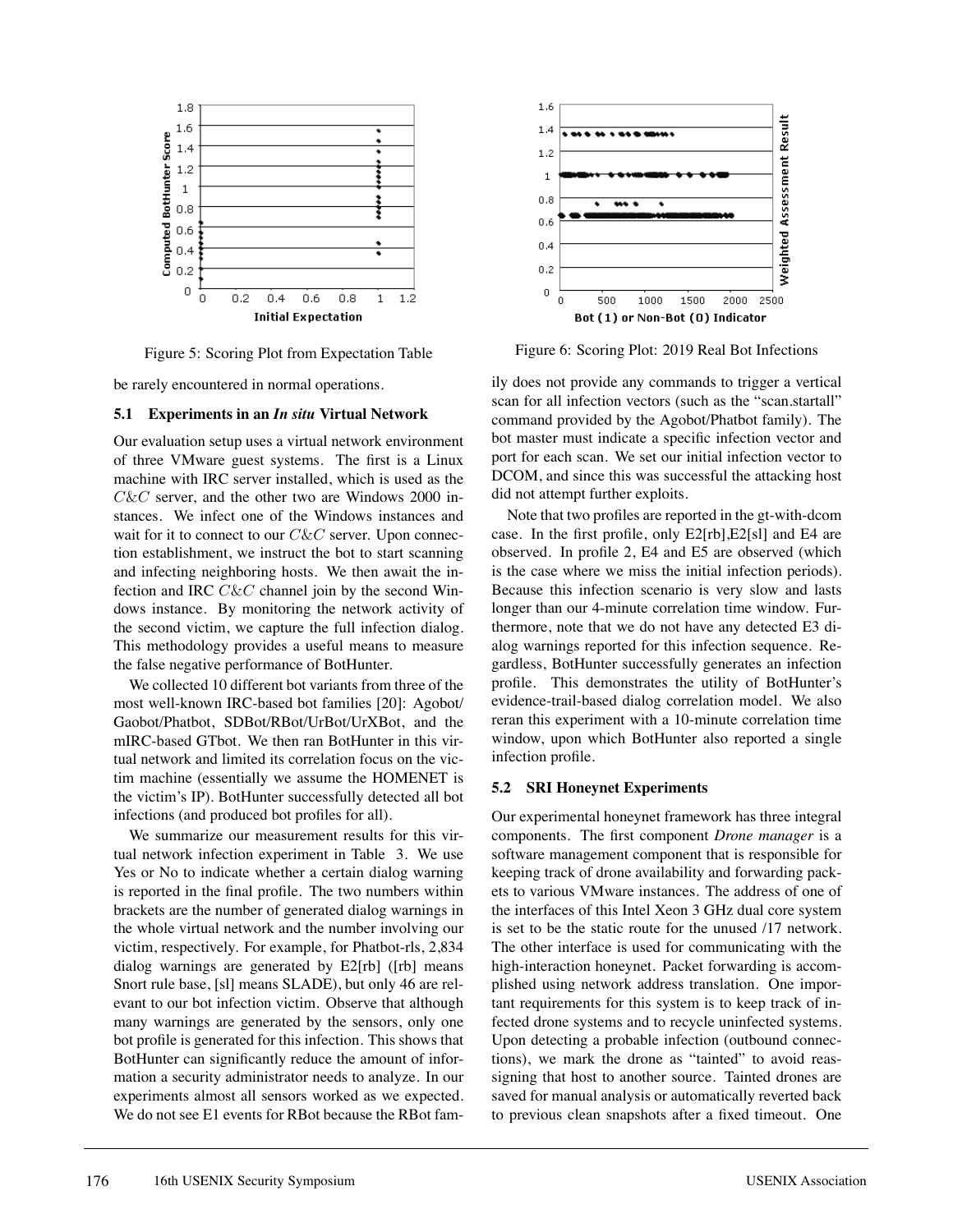Figure 5: Scoring Plot from Expectation Table

Figure 6: Scoring Plot: 2019 Real Bot Infections

be rarely encountered in normal operations.

### 5.1 Experiments in an *In situ* Virtual Network

Our evaluation setup uses a virtual network environment of three VMware guest systems. The first is a Linux machine with IRC server installed, which is used as the $C\&C$ server, and the other two are Windows 2000 instances. We infect one of the Windows instances and wait for it to connect to our $C\&C$ server. Upon connection establishment, we instruct the bot to start scanning and infecting neighboring hosts. We then await the infection and IRC $C\&C$ channel join by the second Windows instance. By monitoring the network activity of the second victim, we capture the full infection dialog. This methodology provides a useful means to measure the false negative performance of BotHunter.

We collected 10 different bot variants from three of the most well-known IRC-based bot families [20]: Agobot/Gaobot/Phatbot, SDBot/RBot/UrBot/UrXBot, and the mIRC-based GTbot. We then ran BotHunter in this virtual network and limited its correlation focus on the victim machine (essentially we assume the HOMENET is the victim's IP). BotHunter successfully detected all bot infections (and produced bot profiles for all).

We summarize our measurement results for this virtual network infection experiment in Table 3. We use Yes or No to indicate whether a certain dialog warning is reported in the final profile. The two numbers within brackets are the number of generated dialog warnings in the whole virtual network and the number involving our victim, respectively. For example, for Phatbot-rls, 2,834 dialog warnings are generated by E2[rb] ([rb] means Snort rule base, [sl] means SLADE), but only 46 are relevant to our bot infection victim. Observe that although many warnings are generated by the sensors, only one bot profile is generated for this infection. This shows that BotHunter can significantly reduce the amount of information a security administrator needs to analyze. In our experiments almost all sensors worked as we expected. We do not see E1 events for RBot because the RBot family does not provide any commands to trigger a vertical scan for all infection vectors (such as the "scan.startall" command provided by the Agobot/Phatbot family). The bot master must indicate a specific infection vector and port for each scan. We set our initial infection vector to DCOM, and since this was successful the attacking host did not attempt further exploits.

Note that two profiles are reported in the gt-with-dcom case. In the first profile, only E2[rb],E2[sl] and E4 are observed. In profile 2, E4 and E5 are observed (which is the case where we miss the initial infection periods). Because this infection scenario is very slow and lasts longer than our 4-minute correlation time window. Furthermore, note that we do not have any detected E3 dialog warnings reported for this infection sequence. Regardless, BotHunter successfully generates an infection profile. This demonstrates the utility of BotHunter's evidence-trail-based dialog correlation model. We also reran this experiment with a 10-minute correlation time window, upon which BotHunter also reported a single infection profile.

### 5.2 SRI Honeynet Experiments

Our experimental honeynet framework has three integral components. The first component *Drone manager* is a software management component that is responsible for keeping track of drone availability and forwarding packets to various VMware instances. The address of one of the interfaces of this Intel Xeon 3 GHz dual core system is set to be the static route for the unused /17 network. The other interface is used for communicating with the high-interaction honeynet. Packet forwarding is accomplished using network address translation. One important requirements for this system is to keep track of infected drone systems and to recycle uninfected systems. Upon detecting a probable infection (outbound connections), we mark the drone as "tainted" to avoid reassigning that host to another source. Tainted drones are saved for manual analysis or automatically reverted back to previous clean snapshots after a fixed timeout. One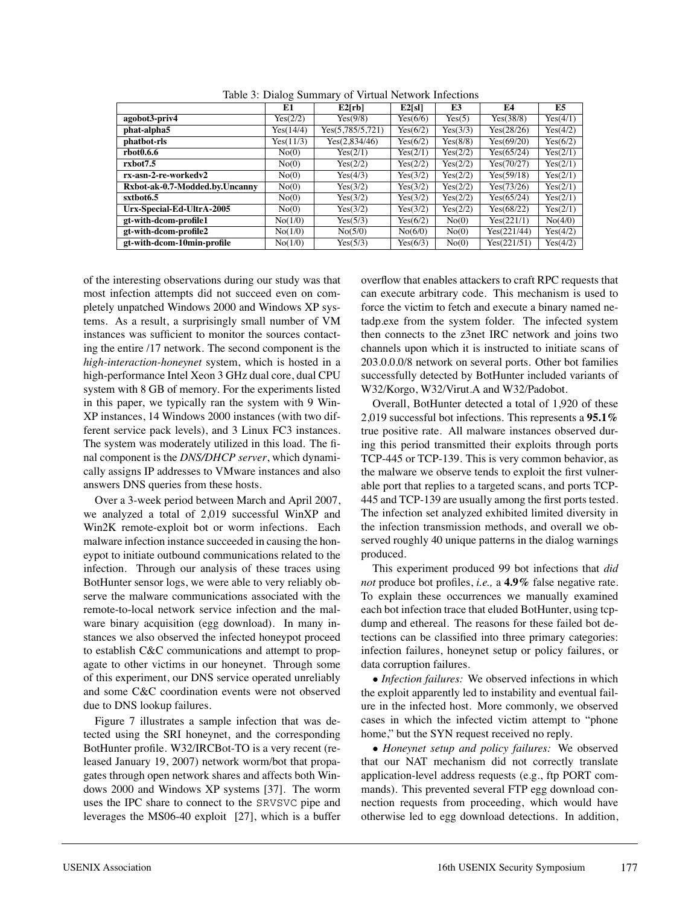Table 3: Dialog Summary of Virtual Network Infections

| | E1 | E2[rb] | E2[sl] | E3 | E4 | E5 |
|---|---|---|---|---|---|---|
| **agobot3-priv4** | Yes(2/2) | Yes(9/8) | Yes(6/6) | Yes(5) | Yes(38/8) | Yes(4/1) |
| **phat-alpha5** | Yes(14/4) | Yes(5,785/5,721) | Yes(6/2) | Yes(3/3) | Yes(28/26) | Yes(4/2) |
| **phatbot-rls** | Yes(11/3) | Yes(2,834/46) | Yes(6/2) | Yes(8/8) | Yes(69/20) | Yes(6/2) |
| **rbot0.6.6** | No(0) | Yes(2/1) | Yes(2/1) | Yes(2/2) | Yes(65/24) | Yes(2/1) |
| **rxbot7.5** | No(0) | Yes(2/2) | Yes(2/2) | Yes(2/2) | Yes(70/27) | Yes(2/1) |
| **rx-asn-2-re-workedv2** | No(0) | Yes(4/3) | Yes(3/2) | Yes(2/2) | Yes(59/18) | Yes(2/1) |
| **Rxbot-ak-0.7-Modded.by.Uncanny** | No(0) | Yes(3/2) | Yes(3/2) | Yes(2/2) | Yes(73/26) | Yes(2/1) |
| **sxtbot6.5** | No(0) | Yes(3/2) | Yes(3/2) | Yes(2/2) | Yes(65/24) | Yes(2/1) |
| **Urx-Special-Ed-UltrA-2005** | No(0) | Yes(3/2) | Yes(3/2) | Yes(2/2) | Yes(68/22) | Yes(2/1) |
| **gt-with-dcom-profile1** | No(1/0) | Yes(5/3) | Yes(6/2) | No(0) | Yes(221/1) | No(4/0) |
| **gt-with-dcom-profile2** | No(1/0) | No(5/0) | No(6/0) | No(0) | Yes(221/44) | Yes(4/2) |
| **gt-with-dcom-10min-profile** | No(1/0) | Yes(5/3) | Yes(6/3) | No(0) | Yes(221/51) | Yes(4/2) |

of the interesting observations during our study was that most infection attempts did not succeed even on completely unpatched Windows 2000 and Windows XP systems. As a result, a surprisingly small number of VM instances was sufficient to monitor the sources contacting the entire /17 network. The second component is the *high-interaction-honeynet* system, which is hosted in a high-performance Intel Xeon 3 GHz dual core, dual CPU system with 8 GB of memory. For the experiments listed in this paper, we typically ran the system with 9 WinXP instances, 14 Windows 2000 instances (with two different service pack levels), and 3 Linux FC3 instances. The system was moderately utilized in this load. The final component is the *DNS/DHCP server*, which dynamically assigns IP addresses to VMware instances and also answers DNS queries from these hosts.

Over a 3-week period between March and April 2007, we analyzed a total of 2,019 successful WinXP and Win2K remote-exploit bot or worm infections. Each malware infection instance succeeded in causing the honeypot to initiate outbound communications related to the infection. Through our analysis of these traces using BotHunter sensor logs, we were able to very reliably observe the malware communications associated with the remote-to-local network service infection and the malware binary acquisition (egg download). In many instances we also observed the infected honeypot proceed to establish C&C communications and attempt to propagate to other victims in our honeynet. Through some of this experiment, our DNS service operated unreliably and some C&C coordination events were not observed due to DNS lookup failures.

Figure 7 illustrates a sample infection that was detected using the SRI honeynet, and the corresponding BotHunter profile. W32/IRCBot-TO is a very recent (released January 19, 2007) network worm/bot that propagates through open network shares and affects both Windows 2000 and Windows XP systems [37]. The worm uses the IPC share to connect to the `SRVSVC` pipe and leverages the MS06-40 exploit [27], which is a buffer overflow that enables attackers to craft RPC requests that can execute arbitrary code. This mechanism is used to force the victim to fetch and execute a binary named netadp.exe from the system folder. The infected system then connects to the z3net IRC network and joins two channels upon which it is instructed to initiate scans of 203.0.0.0/8 network on several ports. Other bot families successfully detected by BotHunter included variants of W32/Korgo, W32/Virut.A and W32/Padobot.

Overall, BotHunter detected a total of 1,920 of these 2,019 successful bot infections. This represents a **95.1%** true positive rate. All malware instances observed during this period transmitted their exploits through ports TCP-445 or TCP-139. This is very common behavior, as the malware we observe tends to exploit the first vulnerable port that replies to a targeted scans, and ports TCP-445 and TCP-139 are usually among the first ports tested. The infection set analyzed exhibited limited diversity in the infection transmission methods, and overall we observed roughly 40 unique patterns in the dialog warnings produced.

This experiment produced 99 bot infections that *did not* produce bot profiles, *i.e.,* a **4.9%** false negative rate. To explain these occurrences we manually examined each bot infection trace that eluded BotHunter, using tcpdump and ethereal. The reasons for these failed bot detections can be classified into three primary categories: infection failures, honeynet setup or policy failures, or data corruption failures.

• *Infection failures:* We observed infections in which the exploit apparently led to instability and eventual failure in the infected host. More commonly, we observed cases in which the infected victim attempt to "phone home," but the SYN request received no reply.

• *Honeynet setup and policy failures:* We observed that our NAT mechanism did not correctly translate application-level address requests (e.g., ftp PORT commands). This prevented several FTP egg download connection requests from proceeding, which would have otherwise led to egg download detections. In addition,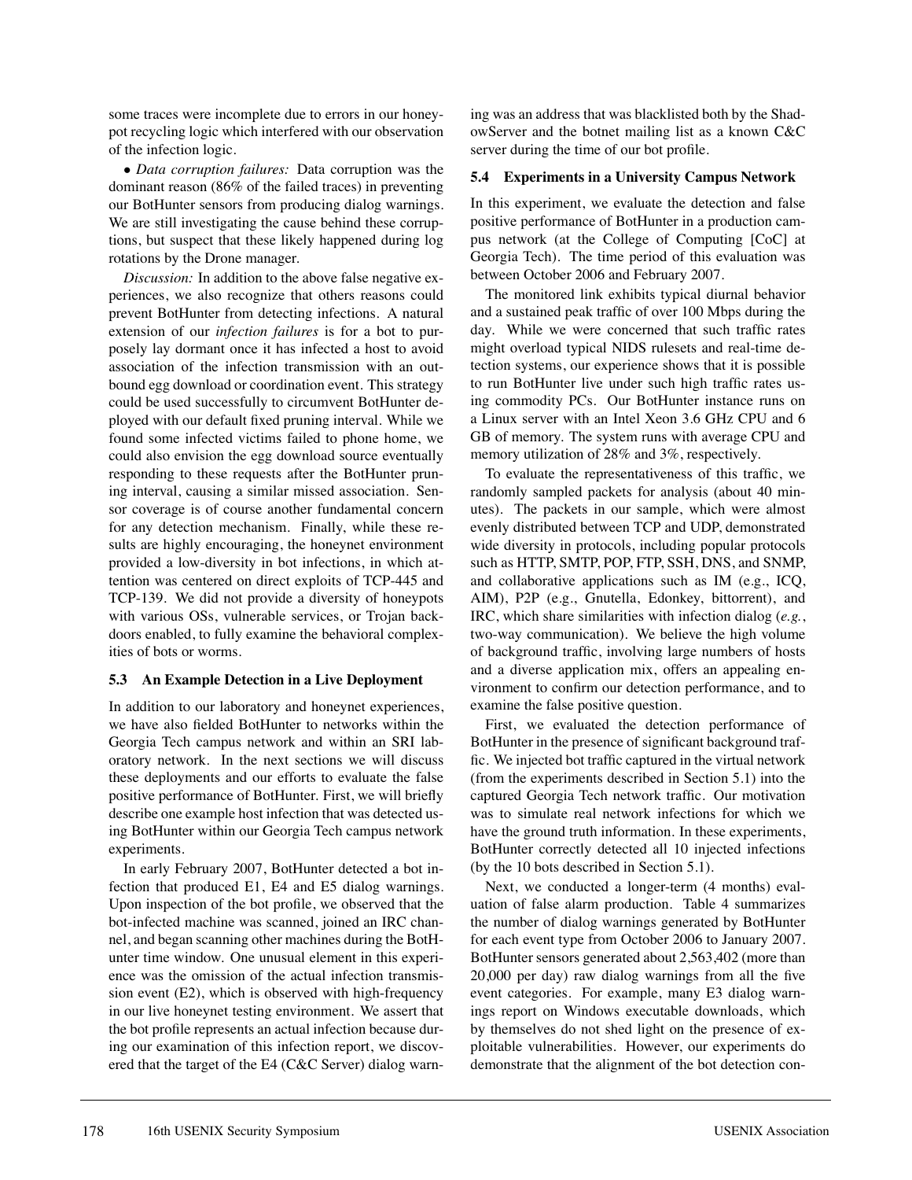some traces were incomplete due to errors in our honeypot recycling logic which interfered with our observation of the infection logic.

• *Data corruption failures:* Data corruption was the dominant reason (86% of the failed traces) in preventing our BotHunter sensors from producing dialog warnings. We are still investigating the cause behind these corruptions, but suspect that these likely happened during log rotations by the Drone manager.

*Discussion:* In addition to the above false negative experiences, we also recognize that others reasons could prevent BotHunter from detecting infections. A natural extension of our *infection failures* is for a bot to purposely lay dormant once it has infected a host to avoid association of the infection transmission with an outbound egg download or coordination event. This strategy could be used successfully to circumvent BotHunter deployed with our default fixed pruning interval. While we found some infected victims failed to phone home, we could also envision the egg download source eventually responding to these requests after the BotHunter pruning interval, causing a similar missed association. Sensor coverage is of course another fundamental concern for any detection mechanism. Finally, while these results are highly encouraging, the honeynet environment provided a low-diversity in bot infections, in which attention was centered on direct exploits of TCP-445 and TCP-139. We did not provide a diversity of honeypots with various OSs, vulnerable services, or Trojan backdoors enabled, to fully examine the behavioral complexities of bots or worms.

### 5.3 An Example Detection in a Live Deployment

In addition to our laboratory and honeynet experiences, we have also fielded BotHunter to networks within the Georgia Tech campus network and within an SRI laboratory network. In the next sections we will discuss these deployments and our efforts to evaluate the false positive performance of BotHunter. First, we will briefly describe one example host infection that was detected using BotHunter within our Georgia Tech campus network experiments.

In early February 2007, BotHunter detected a bot infection that produced E1, E4 and E5 dialog warnings. Upon inspection of the bot profile, we observed that the bot-infected machine was scanned, joined an IRC channel, and began scanning other machines during the BotHunter time window. One unusual element in this experience was the omission of the actual infection transmission event (E2), which is observed with high-frequency in our live honeynet testing environment. We assert that the bot profile represents an actual infection because during our examination of this infection report, we discovered that the target of the E4 (C&C Server) dialog warning was an address that was blacklisted both by the ShadowServer and the botnet mailing list as a known C&C server during the time of our bot profile.

### 5.4 Experiments in a University Campus Network

In this experiment, we evaluate the detection and false positive performance of BotHunter in a production campus network (at the College of Computing [CoC] at Georgia Tech). The time period of this evaluation was between October 2006 and February 2007.

The monitored link exhibits typical diurnal behavior and a sustained peak traffic of over 100 Mbps during the day. While we were concerned that such traffic rates might overload typical NIDS rulesets and real-time detection systems, our experience shows that it is possible to run BotHunter live under such high traffic rates using commodity PCs. Our BotHunter instance runs on a Linux server with an Intel Xeon 3.6 GHz CPU and 6 GB of memory. The system runs with average CPU and memory utilization of 28% and 3%, respectively.

To evaluate the representativeness of this traffic, we randomly sampled packets for analysis (about 40 minutes). The packets in our sample, which were almost evenly distributed between TCP and UDP, demonstrated wide diversity in protocols, including popular protocols such as HTTP, SMTP, POP, FTP, SSH, DNS, and SNMP, and collaborative applications such as IM (e.g., ICQ, AIM), P2P (e.g., Gnutella, Edonkey, bittorrent), and IRC, which share similarities with infection dialog (*e.g.*, two-way communication). We believe the high volume of background traffic, involving large numbers of hosts and a diverse application mix, offers an appealing environment to confirm our detection performance, and to examine the false positive question.

First, we evaluated the detection performance of BotHunter in the presence of significant background traffic. We injected bot traffic captured in the virtual network (from the experiments described in Section 5.1) into the captured Georgia Tech network traffic. Our motivation was to simulate real network infections for which we have the ground truth information. In these experiments, BotHunter correctly detected all 10 injected infections (by the 10 bots described in Section 5.1).

Next, we conducted a longer-term (4 months) evaluation of false alarm production. Table 4 summarizes the number of dialog warnings generated by BotHunter for each event type from October 2006 to January 2007. BotHunter sensors generated about 2,563,402 (more than 20,000 per day) raw dialog warnings from all the five event categories. For example, many E3 dialog warnings report on Windows executable downloads, which by themselves do not shed light on the presence of exploitable vulnerabilities. However, our experiments do demonstrate that the alignment of the bot detection con-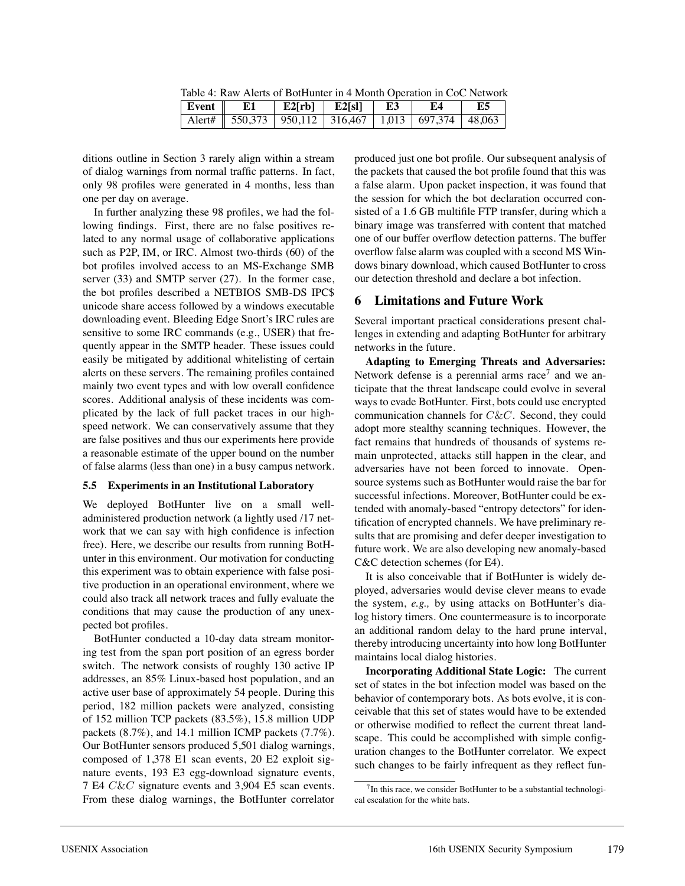Table 4: Raw Alerts of BotHunter in 4 Month Operation in CoC Network

| Event | E1 | E2[rb] | E2[sl] | E3 | E4 | E5 |
|---|---|---|---|---|---|---|
| Alert# | 550,373 | 950,112 | 316,467 | 1,013 | 697,374 | 48,063 |

ditions outline in Section 3 rarely align within a stream of dialog warnings from normal traffic patterns. In fact, only 98 profiles were generated in 4 months, less than one per day on average.

In further analyzing these 98 profiles, we had the following findings. First, there are no false positives related to any normal usage of collaborative applications such as P2P, IM, or IRC. Almost two-thirds (60) of the bot profiles involved access to an MS-Exchange SMB server (33) and SMTP server (27). In the former case, the bot profiles described a NETBIOS SMB-DS IPC$ unicode share access followed by a windows executable downloading event. Bleeding Edge Snort's IRC rules are sensitive to some IRC commands (e.g., USER) that frequently appear in the SMTP header. These issues could easily be mitigated by additional whitelisting of certain alerts on these servers. The remaining profiles contained mainly two event types and with low overall confidence scores. Additional analysis of these incidents was complicated by the lack of full packet traces in our high-speed network. We can conservatively assume that they are false positives and thus our experiments here provide a reasonable estimate of the upper bound on the number of false alarms (less than one) in a busy campus network.

### 5.5 Experiments in an Institutional Laboratory

We deployed BotHunter live on a small well-administered production network (a lightly used /17 network that we can say with high confidence is infection free). Here, we describe our results from running BotHunter in this environment. Our motivation for conducting this experiment was to obtain experience with false positive production in an operational environment, where we could also track all network traces and fully evaluate the conditions that may cause the production of any unexpected bot profiles.

BotHunter conducted a 10-day data stream monitoring test from the span port position of an egress border switch. The network consists of roughly 130 active IP addresses, an 85% Linux-based host population, and an active user base of approximately 54 people. During this period, 182 million packets were analyzed, consisting of 152 million TCP packets (83.5%), 15.8 million UDP packets (8.7%), and 14.1 million ICMP packets (7.7%). Our BotHunter sensors produced 5,501 dialog warnings, composed of 1,378 E1 scan events, 20 E2 exploit signature events, 193 E3 egg-download signature events, 7 E4 $C\&C$ signature events and 3,904 E5 scan events. From these dialog warnings, the BotHunter correlator produced just one bot profile. Our subsequent analysis of the packets that caused the bot profile found that this was a false alarm. Upon packet inspection, it was found that the session for which the bot declaration occurred consisted of a 1.6 GB multifile FTP transfer, during which a binary image was transferred with content that matched one of our buffer overflow detection patterns. The buffer overflow false alarm was coupled with a second MS Windows binary download, which caused BotHunter to cross our detection threshold and declare a bot infection.

## 6 Limitations and Future Work

Several important practical considerations present challenges in extending and adapting BotHunter for arbitrary networks in the future.

**Adapting to Emerging Threats and Adversaries:** Network defense is a perennial arms race[7] and we anticipate that the threat landscape could evolve in several ways to evade BotHunter. First, bots could use encrypted communication channels for $C\&C$. Second, they could adopt more stealthy scanning techniques. However, the fact remains that hundreds of thousands of systems remain unprotected, attacks still happen in the clear, and adversaries have not been forced to innovate. Open-source systems such as BotHunter would raise the bar for successful infections. Moreover, BotHunter could be extended with anomaly-based "entropy detectors" for identification of encrypted channels. We have preliminary results that are promising and defer deeper investigation to future work. We are also developing new anomaly-based C&C detection schemes (for E4).

It is also conceivable that if BotHunter is widely deployed, adversaries would devise clever means to evade the system, *e.g.,* by using attacks on BotHunter's dialog history timers. One countermeasure is to incorporate an additional random delay to the hard prune interval, thereby introducing uncertainty into how long BotHunter maintains local dialog histories.

**Incorporating Additional State Logic:** The current set of states in the bot infection model was based on the behavior of contemporary bots. As bots evolve, it is conceivable that this set of states would have to be extended or otherwise modified to reflect the current threat landscape. This could be accomplished with simple configuration changes to the BotHunter correlator. We expect such changes to be fairly infrequent as they reflect fun-

[7] In this race, we consider BotHunter to be a substantial technological escalation for the white hats.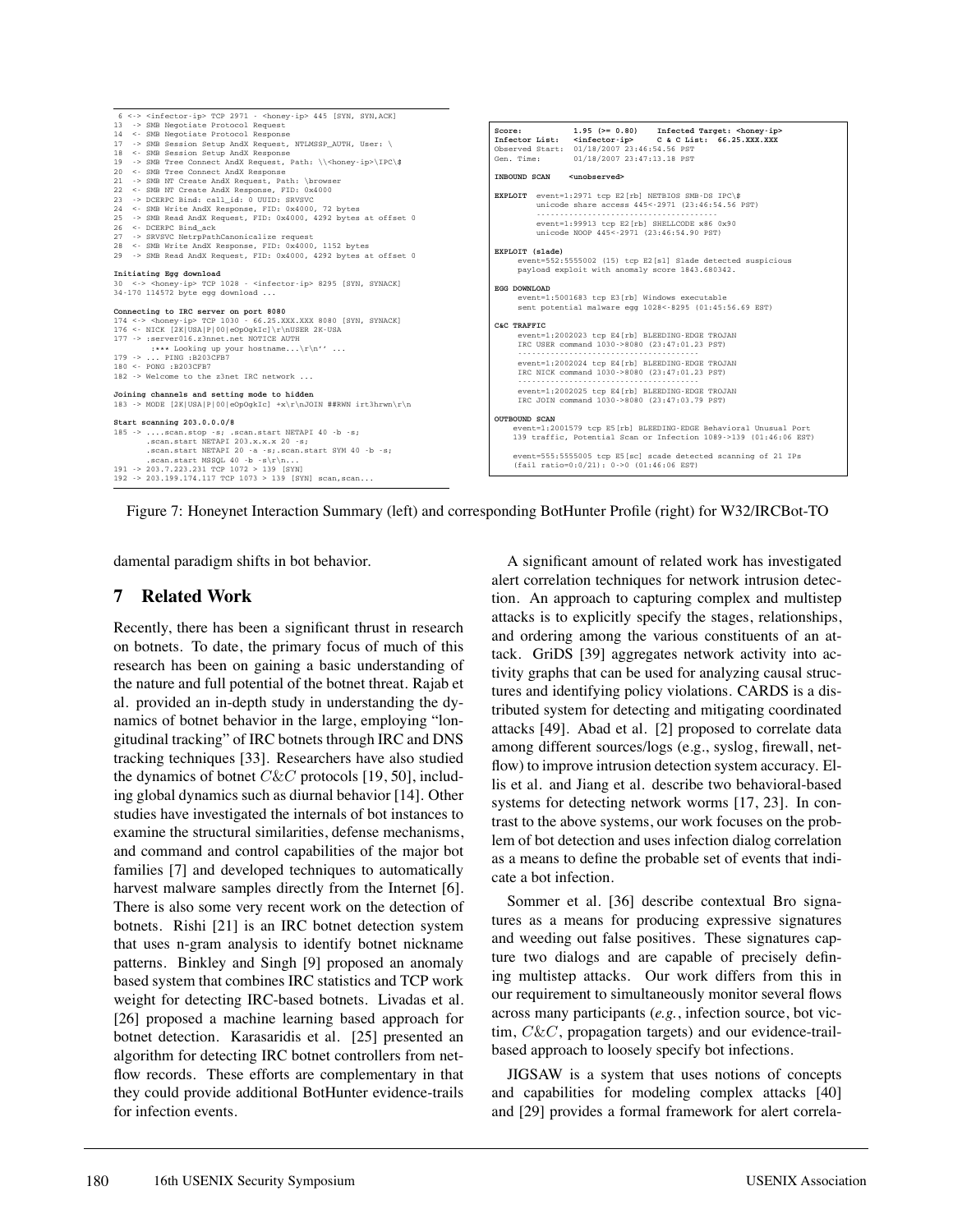```
6 <-> <infector-ip> TCP 2971 - <honey-ip> 445 [SYN, SYN,ACK]
13  -> SMB Negotiate Protocol Request
14  <- SMB Negotiate Protocol Response
17  -> SMB Session Setup AndX Request, NTLMSSP_AUTH, User: \
18  <- SMB Session Setup AndX Response
19  -> SMB Tree Connect AndX Request, Path: \\<honey-ip>\IPC\$
20  <- SMB Tree Connect AndX Response
21  -> SMB NT Create AndX Request, Path: \browser
22  <- SMB NT Create AndX Response, FID: 0x4000
23  -> DCERPC Bind: call_id: 0 UUID: SRVSVC
24  <- SMB Write AndX Response, FID: 0x4000, 72 bytes
25  -> SMB Read AndX Request, FID: 0x4000, 4292 bytes at offset 0
26  <- DCERPC Bind_ack
27  -> SRVSVC NetrpPathCanonicalize request
28  <- SMB Write AndX Response, FID: 0x4000, 1152 bytes
29  -> SMB Read AndX Request, FID: 0x4000, 4292 bytes at offset 0

Initiating Egg download
30  <-> <honey-ip> TCP 1028 - <infector-ip> 8295 [SYN, SYNACK]
34-170 114572 byte egg download ...

Connecting to IRC server on port 8080
174 <-> <honey-ip> TCP 1030 - 66.25.XXX.XXX 8080 [SYN, SYNACK]
176 <- NICK [2K|USA|P|00|eOpOgkIc]\r\nUSER 2K-USA
177 -> :server016.z3nnet.net NOTICE AUTH
       :*** Looking up your hostname...\r\n'' ...
179 -> ... PING :B203CFB7
180 <- PONG :B203CFB7
182 -> Welcome to the z3net IRC network ...

Joining channels and setting mode to hidden
183 -> MODE [2K|USA|P|00|eOpOgkIc] +x\r\nJOIN ##RWN irt3hrwn\r\n

Start scanning 203.0.0.0/8
185 -> ....scan.stop -s; .scan.start NETAPI 40 -b -s;
       .scan.start NETAPI 203.x.x.x 20 -s;
       .scan.start NETAPI 20 -a -s;.scan.start SYM 40 -b -s;
       .scan.start MSSQL 40 -b -s\r\n...
191 -> 203.7.223.231 TCP 1072 > 139 [SYN]
192 -> 203.199.174.117 TCP 1073 > 139 [SYN] scan,scan...
```

```
Score:          1.95 (>= 0.80)    Infected Target: <honey-ip>
Infector List:  <infector-ip>     C & C List:  66.25.XXX.XXX
Observed Start: 01/18/2007 23:46:54.56 PST
Gen. Time:      01/18/2007 23:47:13.18 PST

INBOUND SCAN    <unobserved>

EXPLOIT  event=1:2971 tcp E2[rb] NETBIOS SMB-DS IPC\$
         unicode share access 445<-2971 (23:46:54.56 PST)
         ---------------------------------------
         event=1:99913 tcp E2[rb] SHELLCODE x86 0x90
         unicode NOOP 445<-2971 (23:46:54.90 PST)

EXPLOIT (slade)
     event=552:5555002 (15) tcp E2[sl] Slade detected suspicious
     payload exploit with anomaly score 1843.680342.

EGG DOWNLOAD
     event=1:5001683 tcp E3[rb] Windows executable
     sent potential malware egg 1028<-8295 (01:45:56.69 EST)

C&C TRAFFIC
     event=1:2002023 tcp E4[rb] BLEEDING-EDGE TROJAN
     IRC USER command 1030->8080 (23:47:01.23 PST)
     ---------------------------------------
     event=1:2002024 tcp E4[rb] BLEEDING-EDGE TROJAN
     IRC NICK command 1030->8080 (23:47:01.23 PST)
     ---------------------------------------
     event=1:2002025 tcp E4[rb] BLEEDING-EDGE TROJAN
     IRC JOIN command 1030->8080 (23:47:03.79 PST)

OUTBOUND SCAN
    event=1:2001579 tcp E5[rb] BLEEDING-EDGE Behavioral Unusual Port
    139 traffic, Potential Scan or Infection 1089->139 (01:46:06 EST)

    event=555:5555005 tcp E5[sc] scade detected scanning of 21 IPs
    (fail ratio=0:0/21): 0->0 (01:46:06 EST)
```

Figure 7: Honeynet Interaction Summary (left) and corresponding BotHunter Profile (right) for W32/IRCBot-TO

damental paradigm shifts in bot behavior.

## 7 Related Work

Recently, there has been a significant thrust in research on botnets. To date, the primary focus of much of this research has been on gaining a basic understanding of the nature and full potential of the botnet threat. Rajab et al. provided an in-depth study in understanding the dynamics of botnet behavior in the large, employing "longitudinal tracking" of IRC botnets through IRC and DNS tracking techniques [33]. Researchers have also studied the dynamics of botnet $C\&C$ protocols [19, 50], including global dynamics such as diurnal behavior [14]. Other studies have investigated the internals of bot instances to examine the structural similarities, defense mechanisms, and command and control capabilities of the major bot families [7] and developed techniques to automatically harvest malware samples directly from the Internet [6]. There is also some very recent work on the detection of botnets. Rishi [21] is an IRC botnet detection system that uses n-gram analysis to identify botnet nickname patterns. Binkley and Singh [9] proposed an anomaly based system that combines IRC statistics and TCP work weight for detecting IRC-based botnets. Livadas et al. [26] proposed a machine learning based approach for botnet detection. Karasaridis et al. [25] presented an algorithm for detecting IRC botnet controllers from netflow records. These efforts are complementary in that they could provide additional BotHunter evidence-trails for infection events.

A significant amount of related work has investigated alert correlation techniques for network intrusion detection. An approach to capturing complex and multistep attacks is to explicitly specify the stages, relationships, and ordering among the various constituents of an attack. GriDS [39] aggregates network activity into activity graphs that can be used for analyzing causal structures and identifying policy violations. CARDS is a distributed system for detecting and mitigating coordinated attacks [49]. Abad et al. [2] proposed to correlate data among different sources/logs (e.g., syslog, firewall, netflow) to improve intrusion detection system accuracy. Ellis et al. and Jiang et al. describe two behavioral-based systems for detecting network worms [17, 23]. In contrast to the above systems, our work focuses on the problem of bot detection and uses infection dialog correlation as a means to define the probable set of events that indicate a bot infection.

Sommer et al. [36] describe contextual Bro signatures as a means for producing expressive signatures and weeding out false positives. These signatures capture two dialogs and are capable of precisely defining multistep attacks. Our work differs from this in our requirement to simultaneously monitor several flows across many participants (*e.g.*, infection source, bot victim, $C\&C$, propagation targets) and our evidence-trail-based approach to loosely specify bot infections.

JIGSAW is a system that uses notions of concepts and capabilities for modeling complex attacks [40] and [29] provides a formal framework for alert correla-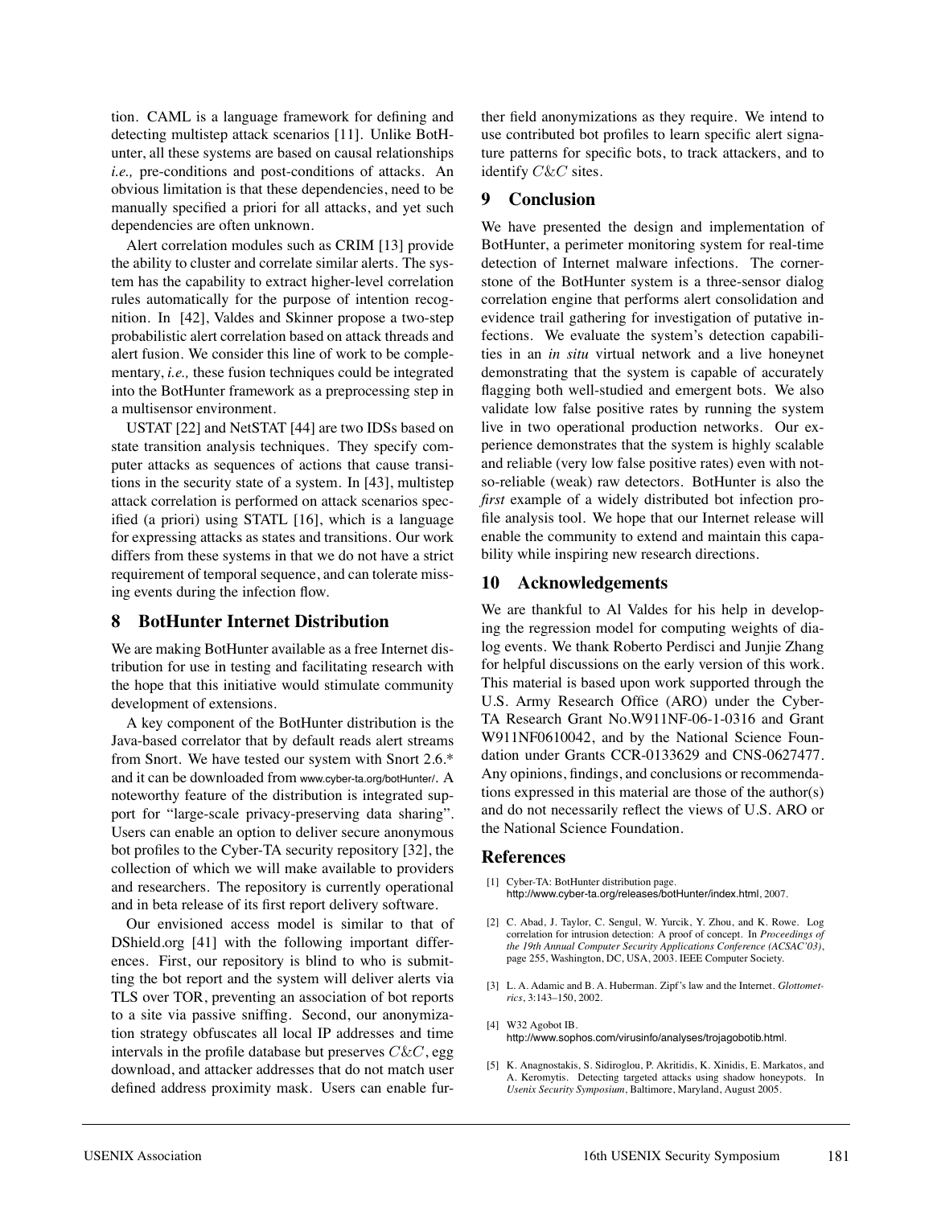tion. CAML is a language framework for defining and detecting multistep attack scenarios [11]. Unlike BotHunter, all these systems are based on causal relationships *i.e.,* pre-conditions and post-conditions of attacks. An obvious limitation is that these dependencies, need to be manually specified a priori for all attacks, and yet such dependencies are often unknown.

Alert correlation modules such as CRIM [13] provide the ability to cluster and correlate similar alerts. The system has the capability to extract higher-level correlation rules automatically for the purpose of intention recognition. In [42], Valdes and Skinner propose a two-step probabilistic alert correlation based on attack threads and alert fusion. We consider this line of work to be complementary, *i.e.,* these fusion techniques could be integrated into the BotHunter framework as a preprocessing step in a multisensor environment.

USTAT [22] and NetSTAT [44] are two IDSs based on state transition analysis techniques. They specify computer attacks as sequences of actions that cause transitions in the security state of a system. In [43], multistep attack correlation is performed on attack scenarios specified (a priori) using STATL [16], which is a language for expressing attacks as states and transitions. Our work differs from these systems in that we do not have a strict requirement of temporal sequence, and can tolerate missing events during the infection flow.

## 8 BotHunter Internet Distribution

We are making BotHunter available as a free Internet distribution for use in testing and facilitating research with the hope that this initiative would stimulate community development of extensions.

A key component of the BotHunter distribution is the Java-based correlator that by default reads alert streams from Snort. We have tested our system with Snort 2.6.* and it can be downloaded from www.cyber-ta.org/botHunter/. A noteworthy feature of the distribution is integrated support for "large-scale privacy-preserving data sharing". Users can enable an option to deliver secure anonymous bot profiles to the Cyber-TA security repository [32], the collection of which we will make available to providers and researchers. The repository is currently operational and in beta release of its first report delivery software.

Our envisioned access model is similar to that of DShield.org [41] with the following important differences. First, our repository is blind to who is submitting the bot report and the system will deliver alerts via TLS over TOR, preventing an association of bot reports to a site via passive sniffing. Second, our anonymization strategy obfuscates all local IP addresses and time intervals in the profile database but preserves $C\&C$, egg download, and attacker addresses that do not match user defined address proximity mask. Users can enable further field anonymizations as they require. We intend to use contributed bot profiles to learn specific alert signature patterns for specific bots, to track attackers, and to identify $C\&C$ sites.

## 9 Conclusion

We have presented the design and implementation of BotHunter, a perimeter monitoring system for real-time detection of Internet malware infections. The cornerstone of the BotHunter system is a three-sensor dialog correlation engine that performs alert consolidation and evidence trail gathering for investigation of putative infections. We evaluate the system's detection capabilities in an *in situ* virtual network and a live honeynet demonstrating that the system is capable of accurately flagging both well-studied and emergent bots. We also validate low false positive rates by running the system live in two operational production networks. Our experience demonstrates that the system is highly scalable and reliable (very low false positive rates) even with not-so-reliable (weak) raw detectors. BotHunter is also the *first* example of a widely distributed bot infection profile analysis tool. We hope that our Internet release will enable the community to extend and maintain this capability while inspiring new research directions.

## 10 Acknowledgements

We are thankful to Al Valdes for his help in developing the regression model for computing weights of dialog events. We thank Roberto Perdisci and Junjie Zhang for helpful discussions on the early version of this work. This material is based upon work supported through the U.S. Army Research Office (ARO) under the Cyber-TA Research Grant No.W911NF-06-1-0316 and Grant W911NF0610042, and by the National Science Foundation under Grants CCR-0133629 and CNS-0627477. Any opinions, findings, and conclusions or recommendations expressed in this material are those of the author(s) and do not necessarily reflect the views of U.S. ARO or the National Science Foundation.

## References

[1] Cyber-TA: BotHunter distribution page. http://www.cyber-ta.org/releases/botHunter/index.html, 2007.

[2] C. Abad, J. Taylor, C. Sengul, W. Yurcik, Y. Zhou, and K. Rowe. Log correlation for intrusion detection: A proof of concept. In *Proceedings of the 19th Annual Computer Security Applications Conference (ACSAC'03)*, page 255, Washington, DC, USA, 2003. IEEE Computer Society.

[3] L. A. Adamic and B. A. Huberman. Zipf's law and the Internet. *Glottometrics*, 3:143–150, 2002.

[4] W32 Agobot IB. http://www.sophos.com/virusinfo/analyses/trojagobotib.html.

[5] K. Anagnostakis, S. Sidiroglou, P. Akritidis, K. Xinidis, E. Markatos, and A. Keromytis. Detecting targeted attacks using shadow honeypots. In *Usenix Security Symposium*, Baltimore, Maryland, August 2005.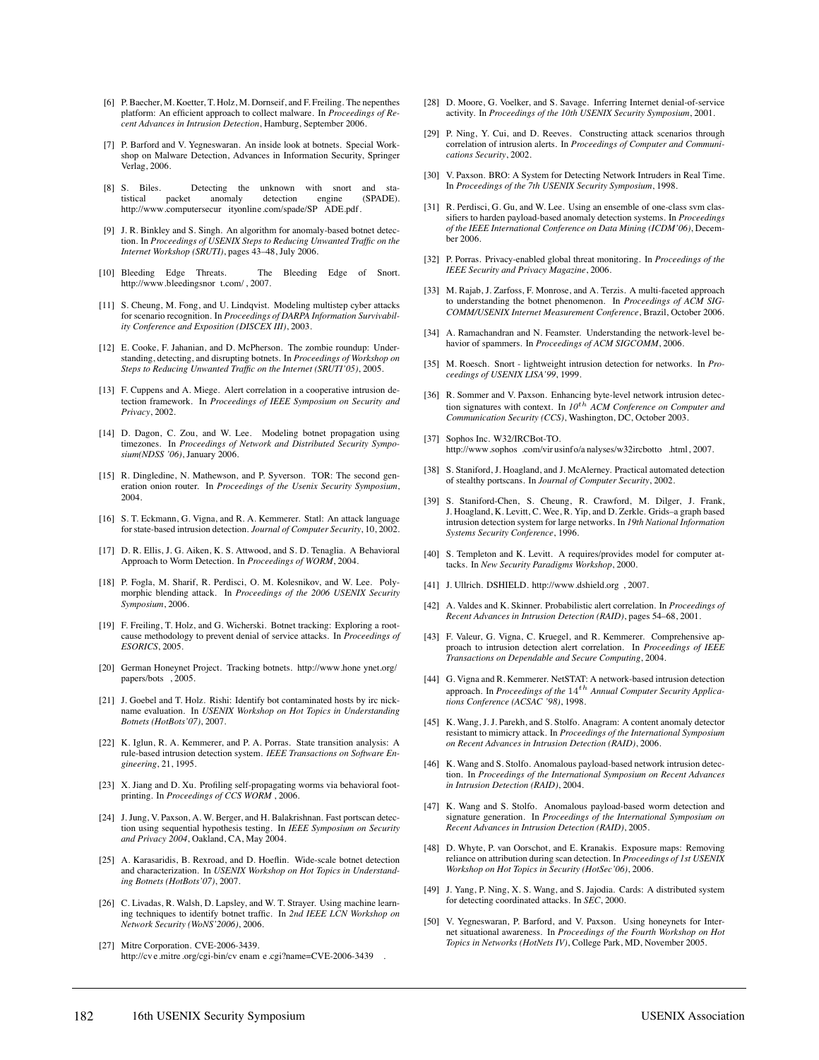[6] P. Baecher, M. Koetter, T. Holz, M. Dornseif, and F. Freiling. The nepenthes platform: An efficient approach to collect malware. In *Proceedings of Recent Advances in Intrusion Detection*, Hamburg, September 2006.

[7] P. Barford and V. Yegneswaran. An inside look at botnets. Special Workshop on Malware Detection, Advances in Information Security, Springer Verlag, 2006.

[8] S. Biles. Detecting the unknown with snort and statistical packet anomaly detection engine (SPADE). http://www.computersecurityonline.com/spade/SPADE.pdf.

[9] J. R. Binkley and S. Singh. An algorithm for anomaly-based botnet detection. In *Proceedings of USENIX Steps to Reducing Unwanted Traffic on the Internet Workshop (SRUTI)*, pages 43–48, July 2006.

[10] Bleeding Edge Threats. The Bleeding Edge of Snort. http://www.bleedingsnort.com/, 2007.

[11] S. Cheung, M. Fong, and U. Lindqvist. Modeling multistep cyber attacks for scenario recognition. In *Proceedings of DARPA Information Survivability Conference and Exposition (DISCEX III)*, 2003.

[12] E. Cooke, F. Jahanian, and D. McPherson. The zombie roundup: Understanding, detecting, and disrupting botnets. In *Proceedings of Workshop on Steps to Reducing Unwanted Traffic on the Internet (SRUTI'05)*, 2005.

[13] F. Cuppens and A. Miege. Alert correlation in a cooperative intrusion detection framework. In *Proceedings of IEEE Symposium on Security and Privacy*, 2002.

[14] D. Dagon, C. Zou, and W. Lee. Modeling botnet propagation using timezones. In *Proceedings of Network and Distributed Security Symposium(NDSS '06)*, January 2006.

[15] R. Dingledine, N. Mathewson, and P. Syverson. TOR: The second generation onion router. In *Proceedings of the Usenix Security Symposium*, 2004.

[16] S. T. Eckmann, G. Vigna, and R. A. Kemmerer. Statl: An attack language for state-based intrusion detection. *Journal of Computer Security*, 10, 2002.

[17] D. R. Ellis, J. G. Aiken, K. S. Attwood, and S. D. Tenaglia. A Behavioral Approach to Worm Detection. In *Proceedings of WORM*, 2004.

[18] P. Fogla, M. Sharif, R. Perdisci, O. M. Kolesnikov, and W. Lee. Polymorphic blending attack. In *Proceedings of the 2006 USENIX Security Symposium*, 2006.

[19] F. Freiling, T. Holz, and G. Wicherski. Botnet tracking: Exploring a root-cause methodology to prevent denial of service attacks. In *Proceedings of ESORICS*, 2005.

[20] German Honeynet Project. Tracking botnets. http://www.honeynet.org/papers/bots, 2005.

[21] J. Goebel and T. Holz. Rishi: Identify bot contaminated hosts by irc nickname evaluation. In *USENIX Workshop on Hot Topics in Understanding Botnets (HotBots'07)*, 2007.

[22] K. Iglun, R. A. Kemmerer, and P. A. Porras. State transition analysis: A rule-based intrusion detection system. *IEEE Transactions on Software Engineering*, 21, 1995.

[23] X. Jiang and D. Xu. Profiling self-propagating worms via behavioral footprinting. In *Proceedings of CCS WORM*, 2006.

[24] J. Jung, V. Paxson, A. W. Berger, and H. Balakrishnan. Fast portscan detection using sequential hypothesis testing. In *IEEE Symposium on Security and Privacy 2004*, Oakland, CA, May 2004.

[25] A. Karasaridis, B. Rexroad, and D. Hoeflin. Wide-scale botnet detection and characterization. In *USENIX Workshop on Hot Topics in Understanding Botnets (HotBots'07)*, 2007.

[26] C. Livadas, R. Walsh, D. Lapsley, and W. T. Strayer. Using machine learning techniques to identify botnet traffic. In *2nd IEEE LCN Workshop on Network Security (WoNS'2006)*, 2006.

[27] Mitre Corporation. CVE-2006-3439. http://cve.mitre.org/cgi-bin/cvename.cgi?name=CVE-2006-3439.

[28] D. Moore, G. Voelker, and S. Savage. Inferring Internet denial-of-service activity. In *Proceedings of the 10th USENIX Security Symposium*, 2001.

[29] P. Ning, Y. Cui, and D. Reeves. Constructing attack scenarios through correlation of intrusion alerts. In *Proceedings of Computer and Communications Security*, 2002.

[30] V. Paxson. BRO: A System for Detecting Network Intruders in Real Time. In *Proceedings of the 7th USENIX Security Symposium*, 1998.

[31] R. Perdisci, G. Gu, and W. Lee. Using an ensemble of one-class svm classifiers to harden payload-based anomaly detection systems. In *Proceedings of the IEEE International Conference on Data Mining (ICDM'06)*, December 2006.

[32] P. Porras. Privacy-enabled global threat monitoring. In *Proceedings of the IEEE Security and Privacy Magazine*, 2006.

[33] M. Rajab, J. Zarfoss, F. Monrose, and A. Terzis. A multi-faceted approach to understanding the botnet phenomenon. In *Proceedings of ACM SIGCOMM/USENIX Internet Measurement Conference*, Brazil, October 2006.

[34] A. Ramachandran and N. Feamster. Understanding the network-level behavior of spammers. In *Proceedings of ACM SIGCOMM*, 2006.

[35] M. Roesch. Snort - lightweight intrusion detection for networks. In *Proceedings of USENIX LISA'99*, 1999.

[36] R. Sommer and V. Paxson. Enhancing byte-level network intrusion detection signatures with context. In *$10^{th}$ ACM Conference on Computer and Communication Security (CCS)*, Washington, DC, October 2003.

[37] Sophos Inc. W32/IRCBot-TO. http://www.sophos.com/virusinfo/analyses/w32ircbotto.html, 2007.

[38] S. Staniford, J. Hoagland, and J. McAlerney. Practical automated detection of stealthy portscans. In *Journal of Computer Security*, 2002.

[39] S. Staniford-Chen, S. Cheung, R. Crawford, M. Dilger, J. Frank, J. Hoagland, K. Levitt, C. Wee, R. Yip, and D. Zerkle. Grids–a graph based intrusion detection system for large networks. In *19th National Information Systems Security Conference*, 1996.

[40] S. Templeton and K. Levitt. A requires/provides model for computer attacks. In *New Security Paradigms Workshop*, 2000.

[41] J. Ullrich. DSHIELD. http://www.dshield.org, 2007.

[42] A. Valdes and K. Skinner. Probabilistic alert correlation. In *Proceedings of Recent Advances in Intrusion Detection (RAID)*, pages 54–68, 2001.

[43] F. Valeur, G. Vigna, C. Kruegel, and R. Kemmerer. Comprehensive approach to intrusion detection alert correlation. In *Proceedings of IEEE Transactions on Dependable and Secure Computing*, 2004.

[44] G. Vigna and R. Kemmerer. NetSTAT: A network-based intrusion detection approach. In *Proceedings of the $14^{th}$ Annual Computer Security Applications Conference (ACSAC '98)*, 1998.

[45] K. Wang, J. J. Parekh, and S. Stolfo. Anagram: A content anomaly detector resistant to mimicry attack. In *Proceedings of the International Symposium on Recent Advances in Intrusion Detection (RAID)*, 2006.

[46] K. Wang and S. Stolfo. Anomalous payload-based network intrusion detection. In *Proceedings of the International Symposium on Recent Advances in Intrusion Detection (RAID)*, 2004.

[47] K. Wang and S. Stolfo. Anomalous payload-based worm detection and signature generation. In *Proceedings of the International Symposium on Recent Advances in Intrusion Detection (RAID)*, 2005.

[48] D. Whyte, P. van Oorschot, and E. Kranakis. Exposure maps: Removing reliance on attribution during scan detection. In *Proceedings of 1st USENIX Workshop on Hot Topics in Security (HotSec'06)*, 2006.

[49] J. Yang, P. Ning, X. S. Wang, and S. Jajodia. Cards: A distributed system for detecting coordinated attacks. In *SEC*, 2000.

[50] V. Yegneswaran, P. Barford, and V. Paxson. Using honeynets for Internet situational awareness. In *Proceedings of the Fourth Workshop on Hot Topics in Networks (HotNets IV)*, College Park, MD, November 2005.